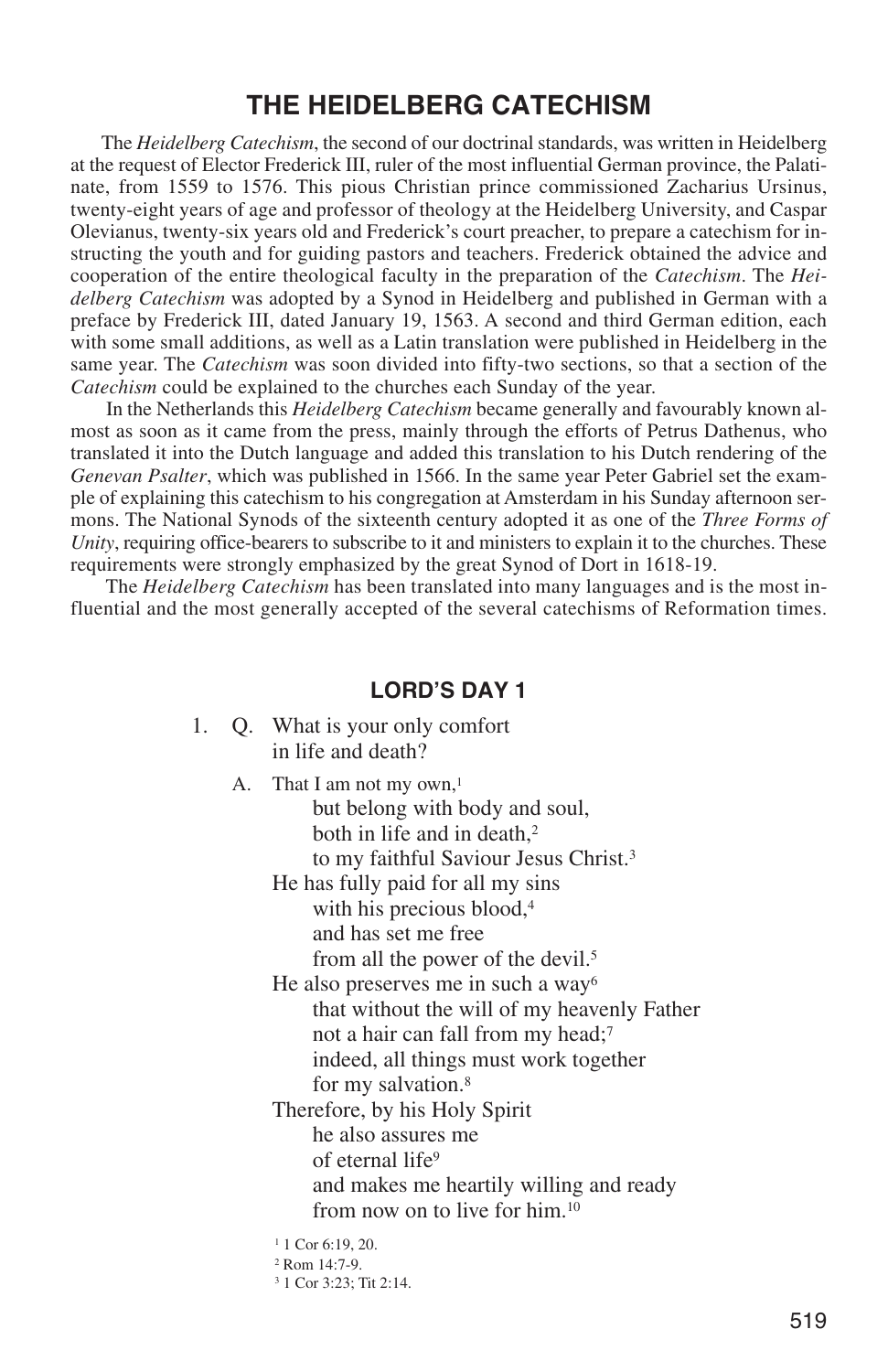# THE HEIDELBERG CATECHISM

The *Heidelberg Catechism*, the second of our doctrinal standards, was written in Heidelberg at the request of Elector Frederick III, ruler of the most influential German province, the Palatinate, from 1559 to 1576. This pious Christian prince commissioned Zacharius Ursinus, twenty-eight years of age and professor of theology at the Heidelberg University, and Caspar Olevianus, twenty-six years old and Frederick's court preacher, to prepare a catechism for instructing the youth and for guiding pastors and teachers. Frederick obtained the advice and cooperation of the entire theological faculty in the preparation of the *Catechism*. The *Heidelberg Catechism* was adopted by a Synod in Heidelberg and published in German with a preface by Frederick III, dated January 19, 1563. A second and third German edition, each with some small additions, as well as a Latin translation were published in Heidelberg in the same year. The *Catechism* was soon divided into fifty-two sections, so that a section of the *Catechism* could be explained to the churches each Sunday of the year.

In the Netherlands this *Heidelberg Catechism* became generally and favourably known almost as soon as it came from the press, mainly through the efforts of Petrus Dathenus, who translated it into the Dutch language and added this translation to his Dutch rendering of the *Genevan Psalter*, which was published in 1566. In the same year Peter Gabriel set the example of explaining this catechism to his congregation at Amsterdam in his Sunday afternoon sermons. The National Synods of the sixteenth century adopted it as one of the *Three Forms of Unity*, requiring office-bearers to subscribe to it and ministers to explain it to the churches. These requirements were strongly emphasized by the great Synod of Dort in 1618-19.

The *Heidelberg Catechism* has been translated into many languages and is the most influential and the most generally accepted of the several catechisms of Reformation times.

## LORD'S DAY 1

1. Q. What is your only comfort
   in life and death?

   A. That I am not my own,[1]
   but belong with body and soul,
   both in life and in death,[2]
   to my faithful Saviour Jesus Christ.[3]
   He has fully paid for all my sins
   with his precious blood,[4]
   and has set me free
   from all the power of the devil.[5]
   He also preserves me in such a way[6]
   that without the will of my heavenly Father
   not a hair can fall from my head;[7]
   indeed, all things must work together
   for my salvation.[8]
   Therefore, by his Holy Spirit
   he also assures me
   of eternal life[9]
   and makes me heartily willing and ready
   from now on to live for him.[10]

[1] 1 Cor 6:19, 20.
[2] Rom 14:7-9.
[3] 1 Cor 3:23; Tit 2:14.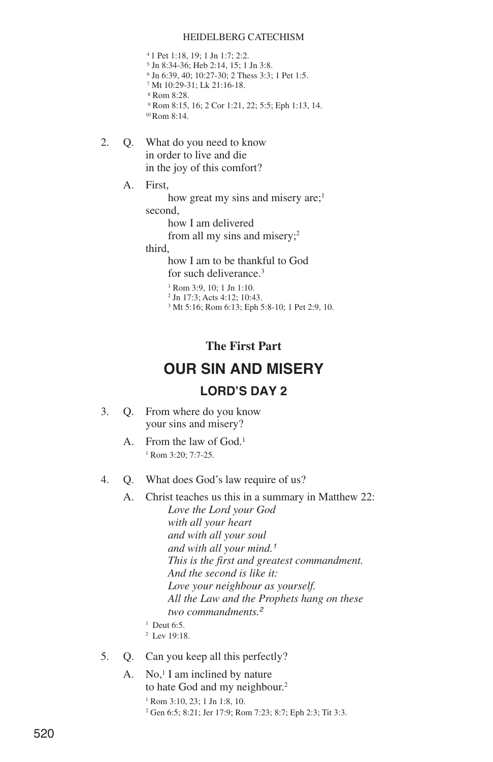[4] 1 Pet 1:18, 19; 1 Jn 1:7; 2:2.
[5] Jn 8:34-36; Heb 2:14, 15; 1 Jn 3:8.
[6] Jn 6:39, 40; 10:27-30; 2 Thess 3:3; 1 Pet 1:5.
[7] Mt 10:29-31; Lk 21:16-18.
[8] Rom 8:28.
[9] Rom 8:15, 16; 2 Cor 1:21, 22; 5:5; Eph 1:13, 14.
[10] Rom 8:14.

2. Q. What do you need to know
in order to live and die
in the joy of this comfort?

A. First,
how great my sins and misery are;[1]
second,
how I am delivered
from all my sins and misery;[2]
third,
how I am to be thankful to God
for such deliverance.[3]

[1] Rom 3:9, 10; 1 Jn 1:10.
[2] Jn 17:3; Acts 4:12; 10:43.
[3] Mt 5:16; Rom 6:13; Eph 5:8-10; 1 Pet 2:9, 10.

**The First Part**

# OUR SIN AND MISERY

## LORD'S DAY 2

3. Q. From where do you know
your sins and misery?

A. From the law of God.[1]

[1] Rom 3:20; 7:7-25.

4. Q. What does God's law require of us?

A. Christ teaches us this in a summary in Matthew 22:
*Love the Lord your God*
*with all your heart*
*and with all your soul*
*and with all your mind.*[1]
*This is the first and greatest commandment.*
*And the second is like it:*
*Love your neighbour as yourself.*
*All the Law and the Prophets hang on these*
*two commandments.*[2]

[1] Deut 6:5.
[2] Lev 19:18.

5. Q. Can you keep all this perfectly?

A. No,[1] I am inclined by nature
to hate God and my neighbour.[2]

[1] Rom 3:10, 23; 1 Jn 1:8, 10.
[2] Gen 6:5; 8:21; Jer 17:9; Rom 7:23; 8:7; Eph 2:3; Tit 3:3.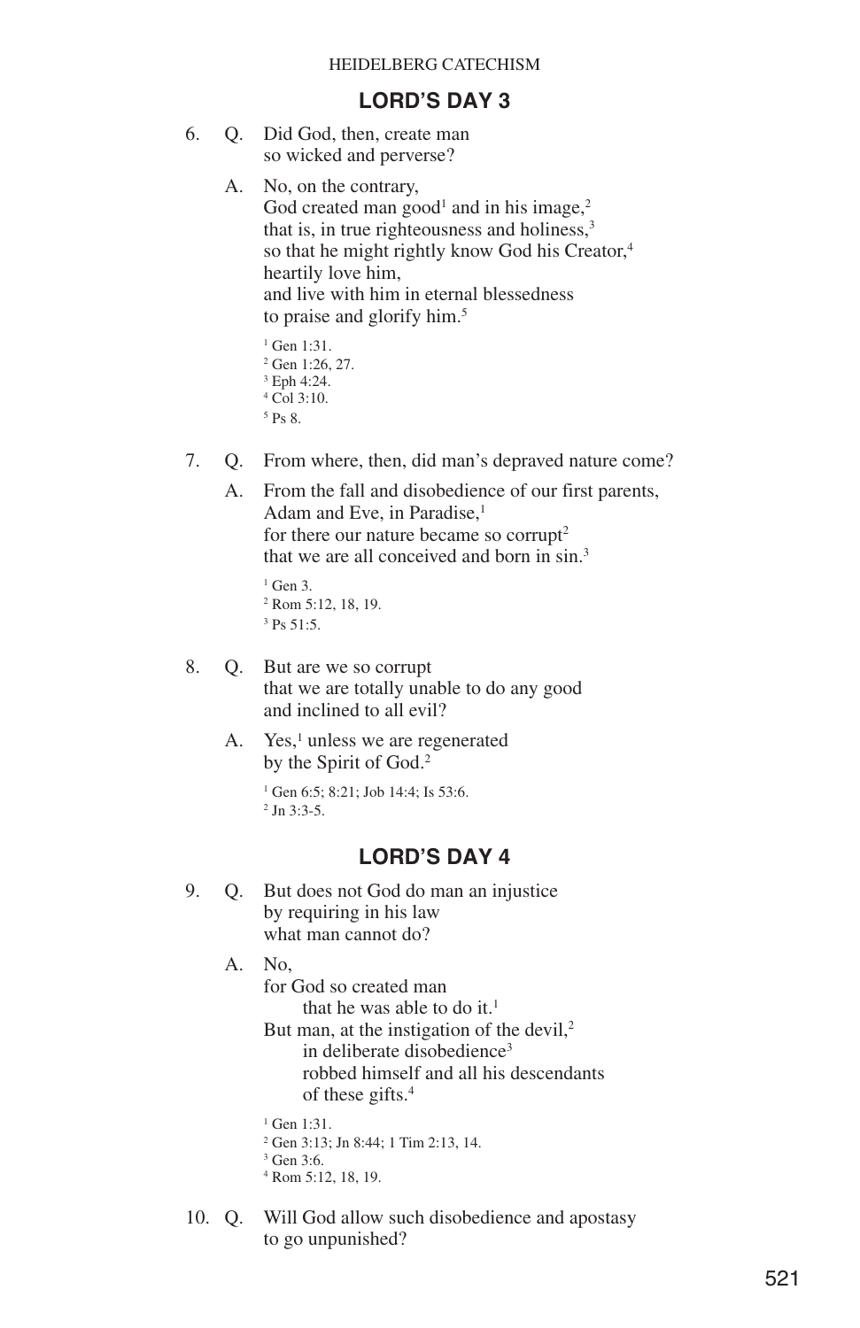## LORD'S DAY 3

6. Q. Did God, then, create man
so wicked and perverse?

A. No, on the contrary,
God created man good[1] and in his image,[2]
that is, in true righteousness and holiness,[3]
so that he might rightly know God his Creator,[4]
heartily love him,
and live with him in eternal blessedness
to praise and glorify him.[5]

[1] Gen 1:31.
[2] Gen 1:26, 27.
[3] Eph 4:24.
[4] Col 3:10.
[5] Ps 8.

7. Q. From where, then, did man's depraved nature come?

A. From the fall and disobedience of our first parents,
Adam and Eve, in Paradise,[1]
for there our nature became so corrupt[2]
that we are all conceived and born in sin.[3]

[1] Gen 3.
[2] Rom 5:12, 18, 19.
[3] Ps 51:5.

8. Q. But are we so corrupt
that we are totally unable to do any good
and inclined to all evil?

A. Yes,[1] unless we are regenerated
by the Spirit of God.[2]

[1] Gen 6:5; 8:21; Job 14:4; Is 53:6.
[2] Jn 3:3-5.

## LORD'S DAY 4

9. Q. But does not God do man an injustice
by requiring in his law
what man cannot do?

A. No,
for God so created man
that he was able to do it.[1]
But man, at the instigation of the devil,[2]
in deliberate disobedience[3]
robbed himself and all his descendants
of these gifts.[4]

[1] Gen 1:31.
[2] Gen 3:13; Jn 8:44; 1 Tim 2:13, 14.
[3] Gen 3:6.
[4] Rom 5:12, 18, 19.

10. Q. Will God allow such disobedience and apostasy
to go unpunished?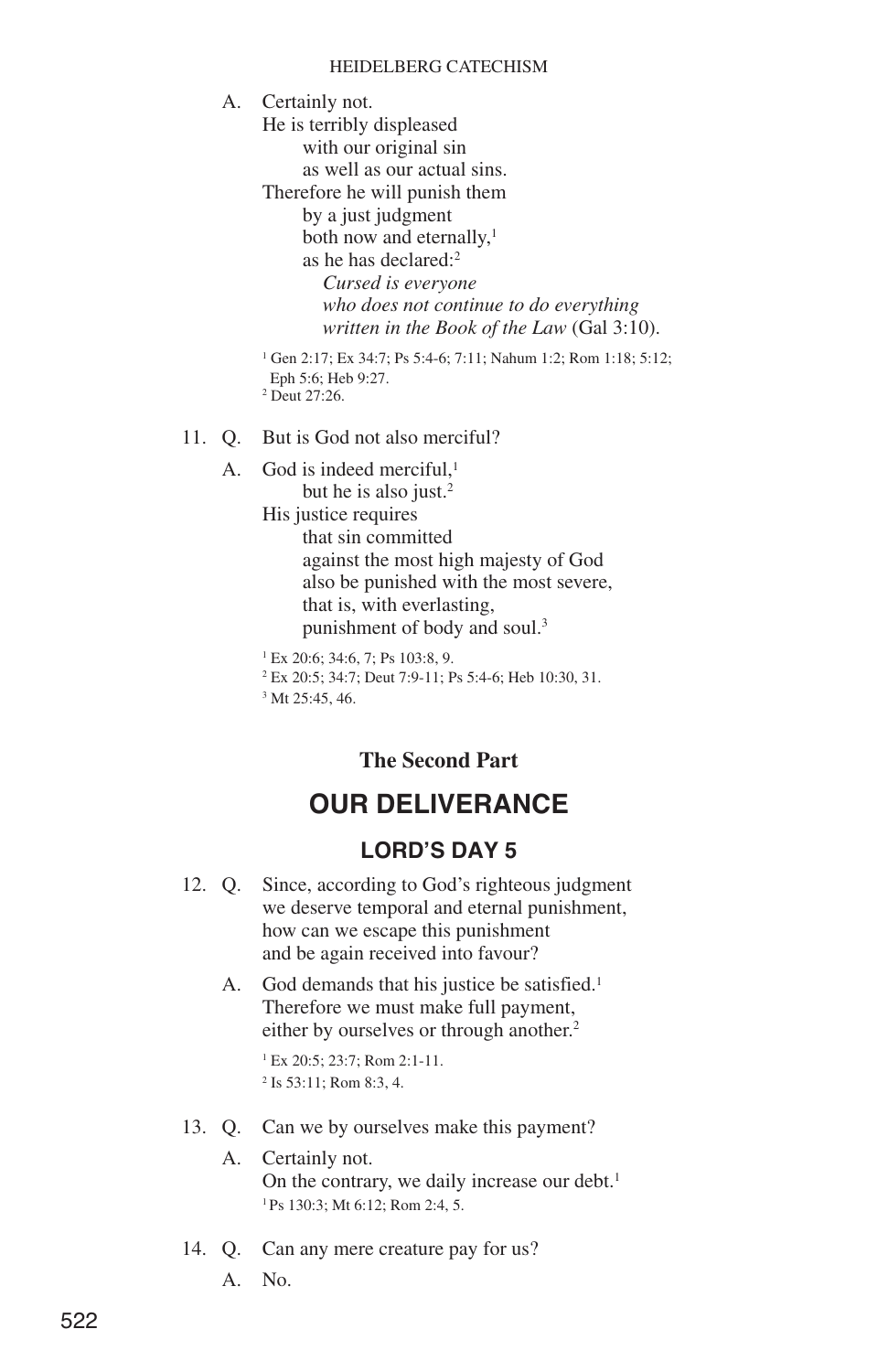A. Certainly not.
He is terribly displeased
with our original sin
as well as our actual sins.
Therefore he will punish them
by a just judgment
both now and eternally,[1]
as he has declared:[2]
*Cursed is everyone*
*who does not continue to do everything*
*written in the Book of the Law* (Gal 3:10).

[1] Gen 2:17; Ex 34:7; Ps 5:4-6; 7:11; Nahum 1:2; Rom 1:18; 5:12; Eph 5:6; Heb 9:27.
[2] Deut 27:26.

11. Q. But is God not also merciful?

A. God is indeed merciful,[1]
but he is also just.[2]
His justice requires
that sin committed
against the most high majesty of God
also be punished with the most severe,
that is, with everlasting,
punishment of body and soul.[3]

[1] Ex 20:6; 34:6, 7; Ps 103:8, 9.
[2] Ex 20:5; 34:7; Deut 7:9-11; Ps 5:4-6; Heb 10:30, 31.
[3] Mt 25:45, 46.

**The Second Part**

# OUR DELIVERANCE

## LORD'S DAY 5

12. Q. Since, according to God's righteous judgment
we deserve temporal and eternal punishment,
how can we escape this punishment
and be again received into favour?

A. God demands that his justice be satisfied.[1]
Therefore we must make full payment,
either by ourselves or through another.[2]

[1] Ex 20:5; 23:7; Rom 2:1-11.
[2] Is 53:11; Rom 8:3, 4.

13. Q. Can we by ourselves make this payment?

A. Certainly not.
On the contrary, we daily increase our debt.[1]

[1] Ps 130:3; Mt 6:12; Rom 2:4, 5.

14. Q. Can any mere creature pay for us?

A. No.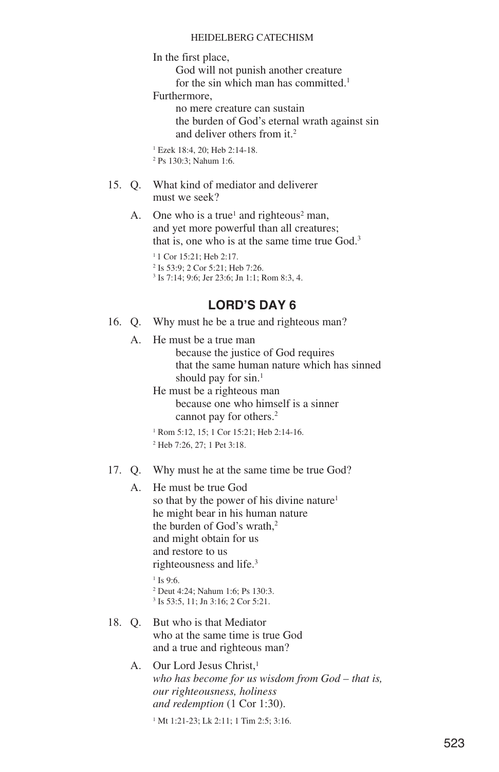In the first place,
  God will not punish another creature
  for the sin which man has committed.[1]
Furthermore,
  no mere creature can sustain
  the burden of God's eternal wrath against sin
  and deliver others from it.[2]

[1] Ezek 18:4, 20; Heb 2:14-18.
[2] Ps 130:3; Nahum 1:6.

15. Q. What kind of mediator and deliverer must we seek?

A. One who is a true[1] and righteous[2] man,
and yet more powerful than all creatures;
that is, one who is at the same time true God.[3]

[1] 1 Cor 15:21; Heb 2:17.
[2] Is 53:9; 2 Cor 5:21; Heb 7:26.
[3] Is 7:14; 9:6; Jer 23:6; Jn 1:1; Rom 8:3, 4.

## LORD'S DAY 6

16. Q. Why must he be a true and righteous man?

A. He must be a true man
  because the justice of God requires
  that the same human nature which has sinned
  should pay for sin.[1]
He must be a righteous man
  because one who himself is a sinner
  cannot pay for others.[2]

[1] Rom 5:12, 15; 1 Cor 15:21; Heb 2:14-16.
[2] Heb 7:26, 27; 1 Pet 3:18.

17. Q. Why must he at the same time be true God?

A. He must be true God
so that by the power of his divine nature[1]
he might bear in his human nature
the burden of God's wrath,[2]
and might obtain for us
and restore to us
righteousness and life.[3]

[1] Is 9:6.
[2] Deut 4:24; Nahum 1:6; Ps 130:3.
[3] Is 53:5, 11; Jn 3:16; 2 Cor 5:21.

18. Q. But who is that Mediator
who at the same time is true God
and a true and righteous man?

A. Our Lord Jesus Christ,[1]
*who has become for us wisdom from God – that is,
our righteousness, holiness
and redemption* (1 Cor 1:30).

[1] Mt 1:21-23; Lk 2:11; 1 Tim 2:5; 3:16.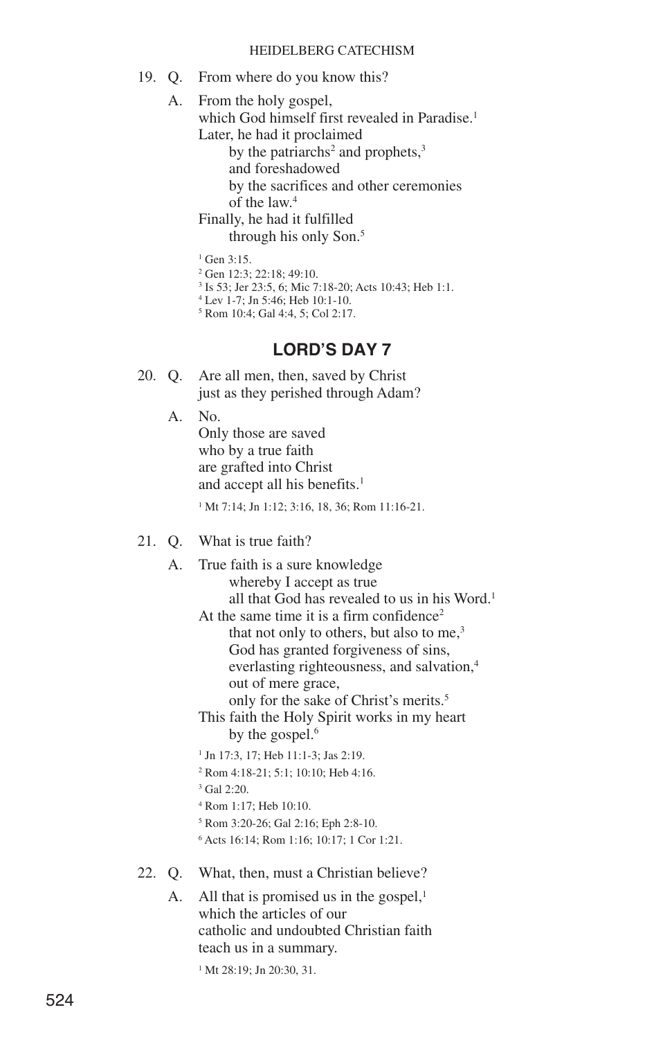19. Q. From where do you know this?

A. From the holy gospel,
which God himself first revealed in Paradise.[1]
Later, he had it proclaimed
by the patriarchs[2] and prophets,[3]
and foreshadowed
by the sacrifices and other ceremonies
of the law.[4]
Finally, he had it fulfilled
through his only Son.[5]

[1] Gen 3:15.
[2] Gen 12:3; 22:18; 49:10.
[3] Is 53; Jer 23:5, 6; Mic 7:18-20; Acts 10:43; Heb 1:1.
[4] Lev 1-7; Jn 5:46; Heb 10:1-10.
[5] Rom 10:4; Gal 4:4, 5; Col 2:17.

## LORD'S DAY 7

20. Q. Are all men, then, saved by Christ
just as they perished through Adam?

A. No.
Only those are saved
who by a true faith
are grafted into Christ
and accept all his benefits.[1]

[1] Mt 7:14; Jn 1:12; 3:16, 18, 36; Rom 11:16-21.

21. Q. What is true faith?

A. True faith is a sure knowledge
whereby I accept as true
all that God has revealed to us in his Word.[1]
At the same time it is a firm confidence[2]
that not only to others, but also to me,[3]
God has granted forgiveness of sins,
everlasting righteousness, and salvation,[4]
out of mere grace,
only for the sake of Christ's merits.[5]
This faith the Holy Spirit works in my heart
by the gospel.[6]

[1] Jn 17:3, 17; Heb 11:1-3; Jas 2:19.
[2] Rom 4:18-21; 5:1; 10:10; Heb 4:16.
[3] Gal 2:20.
[4] Rom 1:17; Heb 10:10.
[5] Rom 3:20-26; Gal 2:16; Eph 2:8-10.
[6] Acts 16:14; Rom 1:16; 10:17; 1 Cor 1:21.

22. Q. What, then, must a Christian believe?

A. All that is promised us in the gospel,[1]
which the articles of our
catholic and undoubted Christian faith
teach us in a summary.

[1] Mt 28:19; Jn 20:30, 31.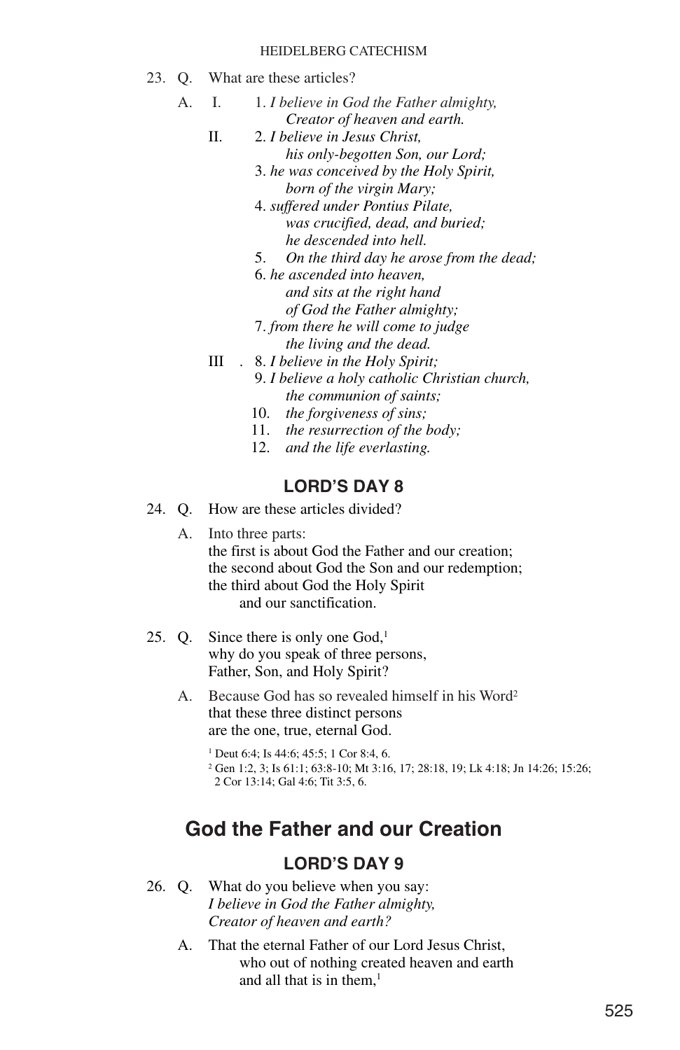23. Q. What are these articles?

A. I. 1. *I believe in God the Father almighty,*
*Creator of heaven and earth.*

II. 2. *I believe in Jesus Christ,*
*his only-begotten Son, our Lord;*

3. *he was conceived by the Holy Spirit,*
*born of the virgin Mary;*

4. *suffered under Pontius Pilate,*
*was crucified, dead, and buried;*
*he descended into hell.*

5. *On the third day he arose from the dead;*

6. *he ascended into heaven,*
*and sits at the right hand*
*of God the Father almighty;*

7. *from there he will come to judge*
*the living and the dead.*

III. 8. *I believe in the Holy Spirit;*

9. *I believe a holy catholic Christian church,*
*the communion of saints;*

10. *the forgiveness of sins;*

11. *the resurrection of the body;*

12. *and the life everlasting.*

### LORD'S DAY 8

24. Q. How are these articles divided?

A. Into three parts:
the first is about God the Father and our creation;
the second about God the Son and our redemption;
the third about God the Holy Spirit
and our sanctification.

25. Q. Since there is only one God,[1]
why do you speak of three persons,
Father, Son, and Holy Spirit?

A. Because God has so revealed himself in his Word[2]
that these three distinct persons
are the one, true, eternal God.

[1] Deut 6:4; Is 44:6; 45:5; 1 Cor 8:4, 6.
[2] Gen 1:2, 3; Is 61:1; 63:8-10; Mt 3:16, 17; 28:18, 19; Lk 4:18; Jn 14:26; 15:26; 2 Cor 13:14; Gal 4:6; Tit 3:5, 6.

## God the Father and our Creation

### LORD'S DAY 9

26. Q. What do you believe when you say:
*I believe in God the Father almighty,*
*Creator of heaven and earth?*

A. That the eternal Father of our Lord Jesus Christ,
who out of nothing created heaven and earth
and all that is in them,[1]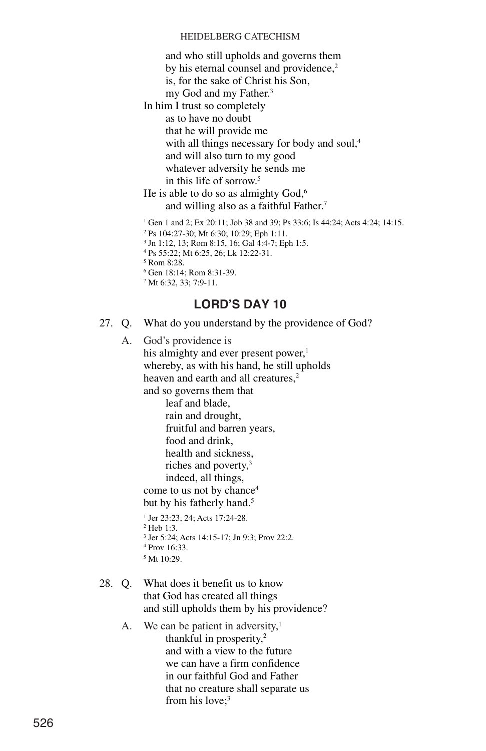and who still upholds and governs them
by his eternal counsel and providence,[2]
is, for the sake of Christ his Son,
my God and my Father.[3]

In him I trust so completely
as to have no doubt
that he will provide me
with all things necessary for body and soul,[4]
and will also turn to my good
whatever adversity he sends me
in this life of sorrow.[5]

He is able to do so as almighty God,[6]
and willing also as a faithful Father.[7]

[1] Gen 1 and 2; Ex 20:11; Job 38 and 39; Ps 33:6; Is 44:24; Acts 4:24; 14:15.
[2] Ps 104:27-30; Mt 6:30; 10:29; Eph 1:11.
[3] Jn 1:12, 13; Rom 8:15, 16; Gal 4:4-7; Eph 1:5.
[4] Ps 55:22; Mt 6:25, 26; Lk 12:22-31.
[5] Rom 8:28.
[6] Gen 18:14; Rom 8:31-39.
[7] Mt 6:32, 33; 7:9-11.

## LORD'S DAY 10

27. Q. What do you understand by the providence of God?

A. God's providence is
his almighty and ever present power,[1]
whereby, as with his hand, he still upholds
heaven and earth and all creatures,[2]
and so governs them that
leaf and blade,
rain and drought,
fruitful and barren years,
food and drink,
health and sickness,
riches and poverty,[3]
indeed, all things,
come to us not by chance[4]
but by his fatherly hand.[5]

[1] Jer 23:23, 24; Acts 17:24-28.
[2] Heb 1:3.
[3] Jer 5:24; Acts 14:15-17; Jn 9:3; Prov 22:2.
[4] Prov 16:33.
[5] Mt 10:29.

28. Q. What does it benefit us to know
that God has created all things
and still upholds them by his providence?

A. We can be patient in adversity,[1]
thankful in prosperity,[2]
and with a view to the future
we can have a firm confidence
in our faithful God and Father
that no creature shall separate us
from his love;[3]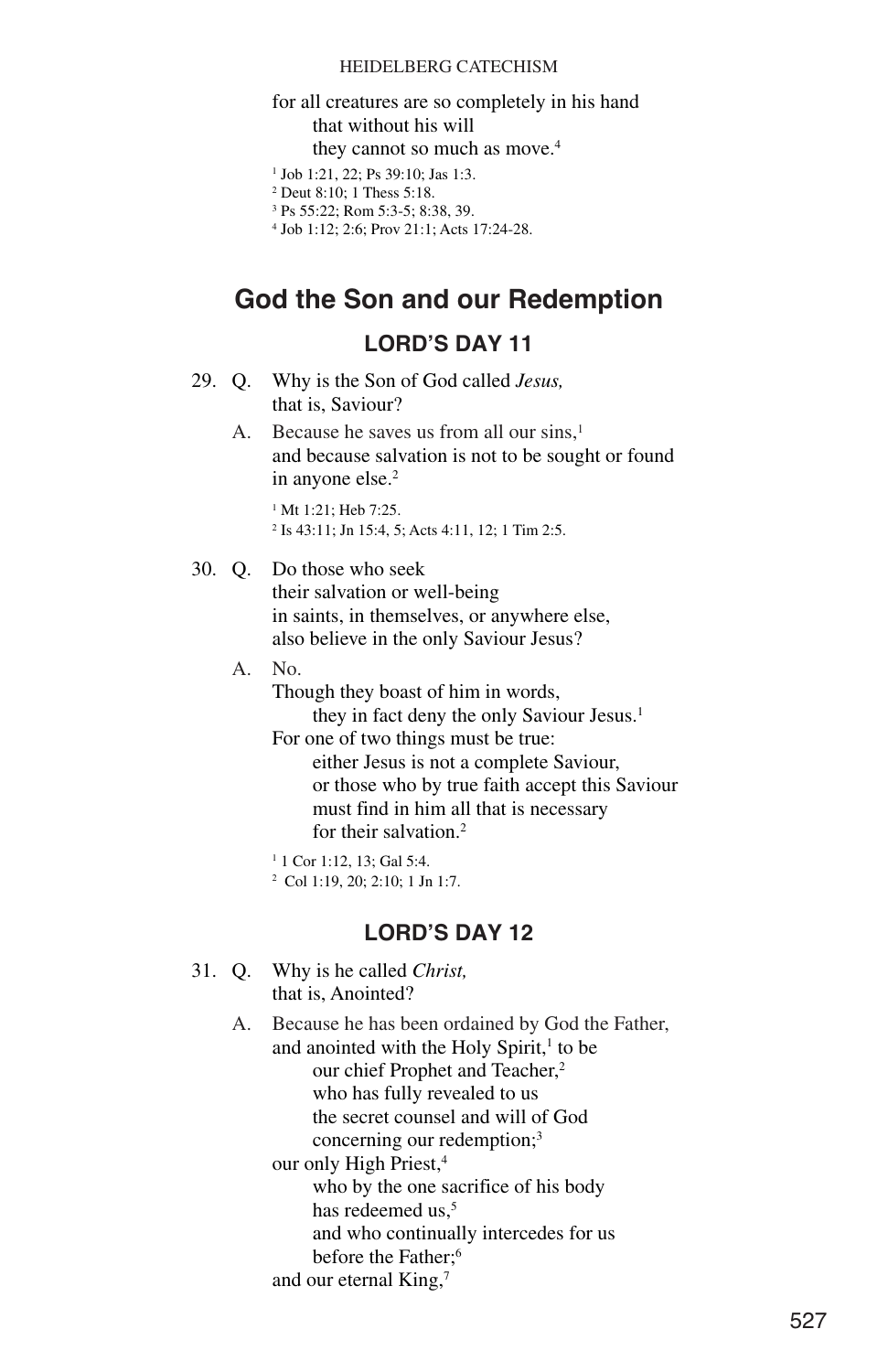for all creatures are so completely in his hand
that without his will
they cannot so much as move.[4]

[1] Job 1:21, 22; Ps 39:10; Jas 1:3.
[2] Deut 8:10; 1 Thess 5:18.
[3] Ps 55:22; Rom 5:3-5; 8:38, 39.
[4] Job 1:12; 2:6; Prov 21:1; Acts 17:24-28.

## God the Son and our Redemption

### LORD'S DAY 11

29. Q. Why is the Son of God called *Jesus,*
that is, Saviour?

A. Because he saves us from all our sins,[1]
and because salvation is not to be sought or found
in anyone else.[2]

[1] Mt 1:21; Heb 7:25.
[2] Is 43:11; Jn 15:4, 5; Acts 4:11, 12; 1 Tim 2:5.

30. Q. Do those who seek
their salvation or well-being
in saints, in themselves, or anywhere else,
also believe in the only Saviour Jesus?

A. No.
Though they boast of him in words,
they in fact deny the only Saviour Jesus.[1]
For one of two things must be true:
either Jesus is not a complete Saviour,
or those who by true faith accept this Saviour
must find in him all that is necessary
for their salvation.[2]

[1] 1 Cor 1:12, 13; Gal 5:4.
[2] Col 1:19, 20; 2:10; 1 Jn 1:7.

### LORD'S DAY 12

31. Q. Why is he called *Christ,*
that is, Anointed?

A. Because he has been ordained by God the Father,
and anointed with the Holy Spirit,[1] to be
our chief Prophet and Teacher,[2]
who has fully revealed to us
the secret counsel and will of God
concerning our redemption;[3]
our only High Priest,[4]
who by the one sacrifice of his body
has redeemed us,[5]
and who continually intercedes for us
before the Father;[6]
and our eternal King,[7]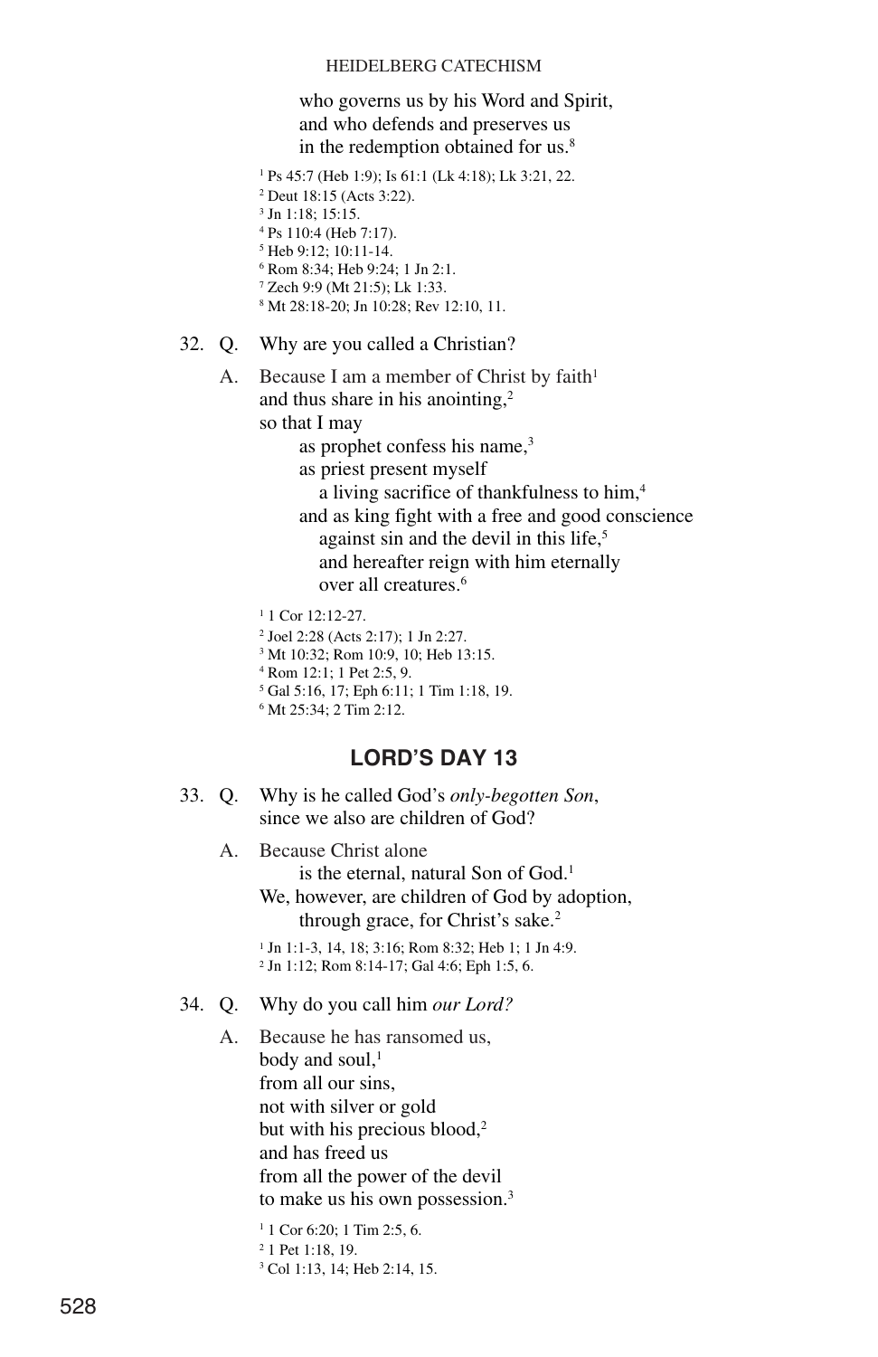who governs us by his Word and Spirit,
and who defends and preserves us
in the redemption obtained for us.[8]

[1] Ps 45:7 (Heb 1:9); Is 61:1 (Lk 4:18); Lk 3:21, 22.
[2] Deut 18:15 (Acts 3:22).
[3] Jn 1:18; 15:15.
[4] Ps 110:4 (Heb 7:17).
[5] Heb 9:12; 10:11-14.
[6] Rom 8:34; Heb 9:24; 1 Jn 2:1.
[7] Zech 9:9 (Mt 21:5); Lk 1:33.
[8] Mt 28:18-20; Jn 10:28; Rev 12:10, 11.

32. Q. Why are you called a Christian?

A. Because I am a member of Christ by faith[1]
and thus share in his anointing,[2]
so that I may
as prophet confess his name,[3]
as priest present myself
a living sacrifice of thankfulness to him,[4]
and as king fight with a free and good conscience
against sin and the devil in this life,[5]
and hereafter reign with him eternally
over all creatures.[6]

[1] 1 Cor 12:12-27.
[2] Joel 2:28 (Acts 2:17); 1 Jn 2:27.
[3] Mt 10:32; Rom 10:9, 10; Heb 13:15.
[4] Rom 12:1; 1 Pet 2:5, 9.
[5] Gal 5:16, 17; Eph 6:11; 1 Tim 1:18, 19.
[6] Mt 25:34; 2 Tim 2:12.

## LORD'S DAY 13

33. Q. Why is he called God's *only-begotten Son*,
since we also are children of God?

A. Because Christ alone
is the eternal, natural Son of God.[1]
We, however, are children of God by adoption,
through grace, for Christ's sake.[2]

[1] Jn 1:1-3, 14, 18; 3:16; Rom 8:32; Heb 1; 1 Jn 4:9.
[2] Jn 1:12; Rom 8:14-17; Gal 4:6; Eph 1:5, 6.

34. Q. Why do you call him *our Lord?*

A. Because he has ransomed us,
body and soul,[1]
from all our sins,
not with silver or gold
but with his precious blood,[2]
and has freed us
from all the power of the devil
to make us his own possession.[3]

[1] 1 Cor 6:20; 1 Tim 2:5, 6.
[2] 1 Pet 1:18, 19.
[3] Col 1:13, 14; Heb 2:14, 15.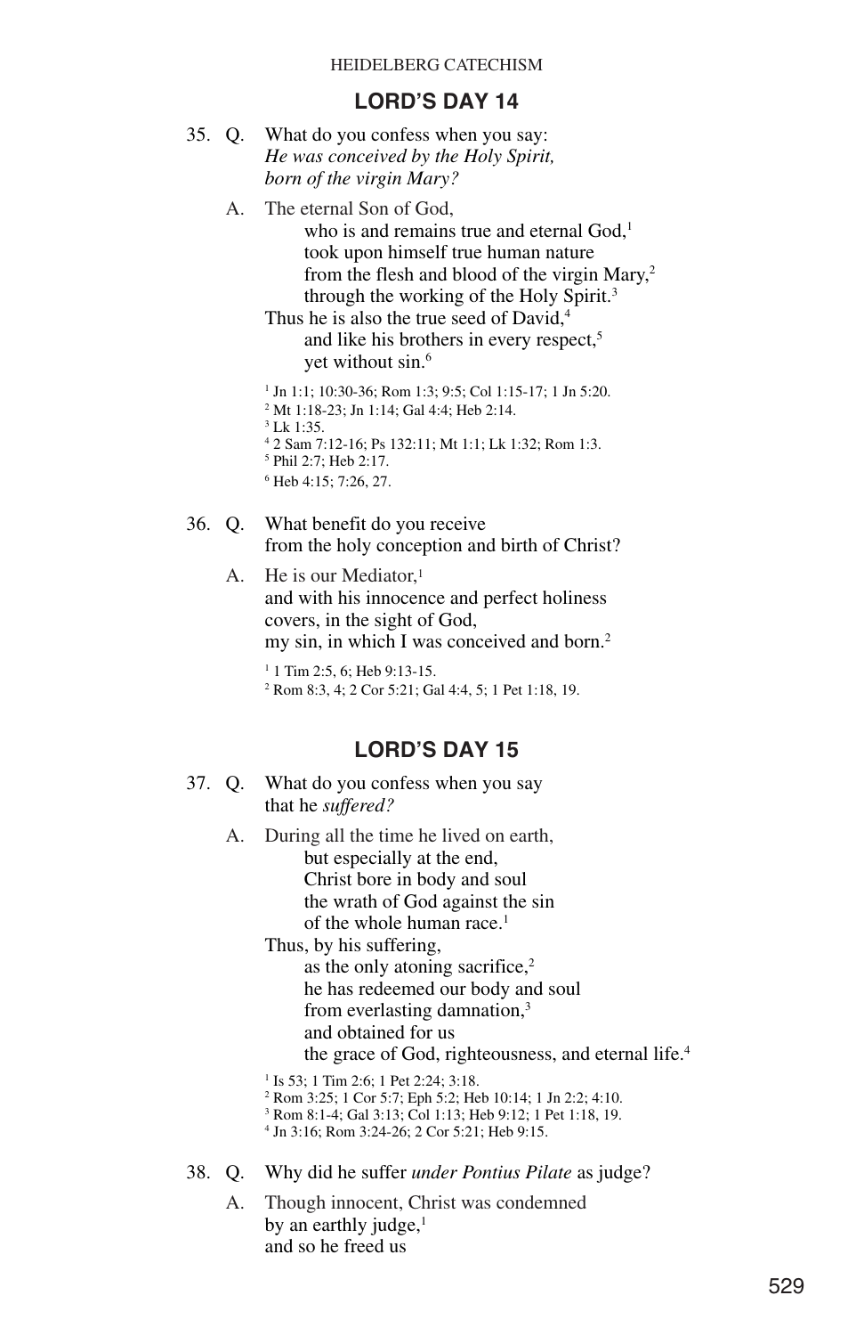## LORD'S DAY 14

35. Q. What do you confess when you say:
*He was conceived by the Holy Spirit,*
*born of the virgin Mary?*

A. The eternal Son of God,
who is and remains true and eternal God,[1]
took upon himself true human nature
from the flesh and blood of the virgin Mary,[2]
through the working of the Holy Spirit.[3]
Thus he is also the true seed of David,[4]
and like his brothers in every respect,[5]
yet without sin.[6]

[1] Jn 1:1; 10:30-36; Rom 1:3; 9:5; Col 1:15-17; 1 Jn 5:20.
[2] Mt 1:18-23; Jn 1:14; Gal 4:4; Heb 2:14.
[3] Lk 1:35.
[4] 2 Sam 7:12-16; Ps 132:11; Mt 1:1; Lk 1:32; Rom 1:3.
[5] Phil 2:7; Heb 2:17.
[6] Heb 4:15; 7:26, 27.

36. Q. What benefit do you receive
from the holy conception and birth of Christ?

A. He is our Mediator,[1]
and with his innocence and perfect holiness
covers, in the sight of God,
my sin, in which I was conceived and born.[2]

[1] 1 Tim 2:5, 6; Heb 9:13-15.
[2] Rom 8:3, 4; 2 Cor 5:21; Gal 4:4, 5; 1 Pet 1:18, 19.

## LORD'S DAY 15

37. Q. What do you confess when you say
that he *suffered?*

A. During all the time he lived on earth,
but especially at the end,
Christ bore in body and soul
the wrath of God against the sin
of the whole human race.[1]
Thus, by his suffering,
as the only atoning sacrifice,[2]
he has redeemed our body and soul
from everlasting damnation,[3]
and obtained for us
the grace of God, righteousness, and eternal life.[4]

[1] Is 53; 1 Tim 2:6; 1 Pet 2:24; 3:18.
[2] Rom 3:25; 1 Cor 5:7; Eph 5:2; Heb 10:14; 1 Jn 2:2; 4:10.
[3] Rom 8:1-4; Gal 3:13; Col 1:13; Heb 9:12; 1 Pet 1:18, 19.
[4] Jn 3:16; Rom 3:24-26; 2 Cor 5:21; Heb 9:15.

38. Q. Why did he suffer *under Pontius Pilate* as judge?

A. Though innocent, Christ was condemned
by an earthly judge,[1]
and so he freed us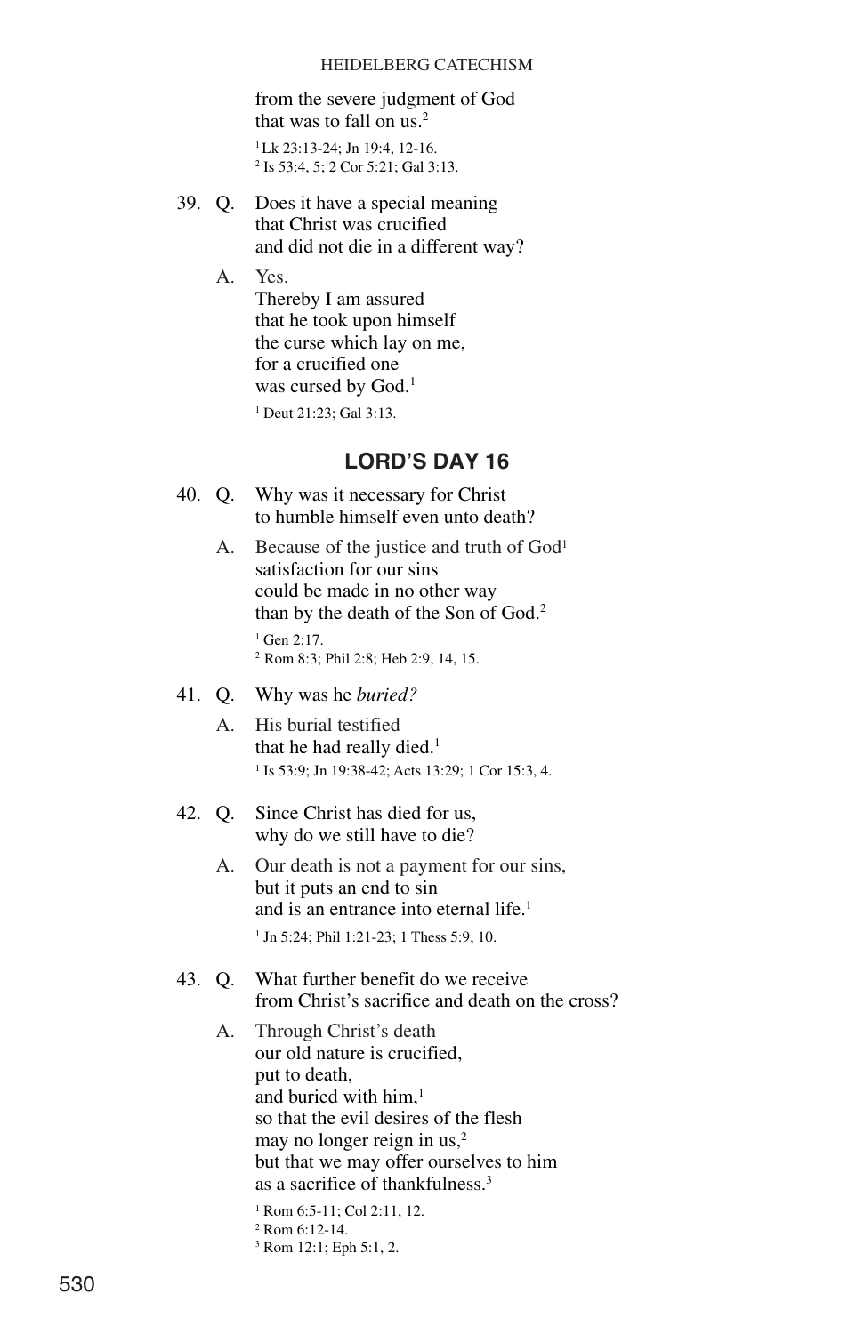from the severe judgment of God
that was to fall on us.[2]

[1] Lk 23:13-24; Jn 19:4, 12-16.
[2] Is 53:4, 5; 2 Cor 5:21; Gal 3:13.

39. Q. Does it have a special meaning
that Christ was crucified
and did not die in a different way?

A. Yes.
Thereby I am assured
that he took upon himself
the curse which lay on me,
for a crucified one
was cursed by God.[1]

[1] Deut 21:23; Gal 3:13.

## LORD'S DAY 16

40. Q. Why was it necessary for Christ
to humble himself even unto death?

A. Because of the justice and truth of God[1]
satisfaction for our sins
could be made in no other way
than by the death of the Son of God.[2]

[1] Gen 2:17.
[2] Rom 8:3; Phil 2:8; Heb 2:9, 14, 15.

41. Q. Why was he *buried?*

A. His burial testified
that he had really died.[1]

[1] Is 53:9; Jn 19:38-42; Acts 13:29; 1 Cor 15:3, 4.

42. Q. Since Christ has died for us,
why do we still have to die?

A. Our death is not a payment for our sins,
but it puts an end to sin
and is an entrance into eternal life.[1]

[1] Jn 5:24; Phil 1:21-23; 1 Thess 5:9, 10.

43. Q. What further benefit do we receive
from Christ's sacrifice and death on the cross?

A. Through Christ's death
our old nature is crucified,
put to death,
and buried with him,[1]
so that the evil desires of the flesh
may no longer reign in us,[2]
but that we may offer ourselves to him
as a sacrifice of thankfulness.[3]

[1] Rom 6:5-11; Col 2:11, 12.
[2] Rom 6:12-14.
[3] Rom 12:1; Eph 5:1, 2.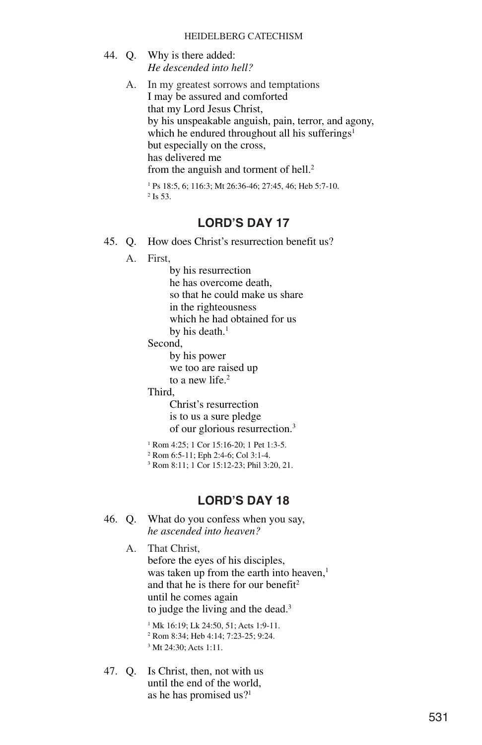44. Q. Why is there added:
*He descended into hell?*

A. In my greatest sorrows and temptations
I may be assured and comforted
that my Lord Jesus Christ,
by his unspeakable anguish, pain, terror, and agony,
which he endured throughout all his sufferings[1]
but especially on the cross,
has delivered me
from the anguish and torment of hell.[2]

[1] Ps 18:5, 6; 116:3; Mt 26:36-46; 27:45, 46; Heb 5:7-10.
[2] Is 53.

## LORD'S DAY 17

45. Q. How does Christ's resurrection benefit us?

A. First,
by his resurrection
he has overcome death,
so that he could make us share
in the righteousness
which he had obtained for us
by his death.[1]
Second,
by his power
we too are raised up
to a new life.[2]
Third,
Christ's resurrection
is to us a sure pledge
of our glorious resurrection.[3]

[1] Rom 4:25; 1 Cor 15:16-20; 1 Pet 1:3-5.
[2] Rom 6:5-11; Eph 2:4-6; Col 3:1-4.
[3] Rom 8:11; 1 Cor 15:12-23; Phil 3:20, 21.

## LORD'S DAY 18

46. Q. What do you confess when you say,
*he ascended into heaven?*

A. That Christ,
before the eyes of his disciples,
was taken up from the earth into heaven,[1]
and that he is there for our benefit[2]
until he comes again
to judge the living and the dead.[3]

[1] Mk 16:19; Lk 24:50, 51; Acts 1:9-11.
[2] Rom 8:34; Heb 4:14; 7:23-25; 9:24.
[3] Mt 24:30; Acts 1:11.

47. Q. Is Christ, then, not with us
until the end of the world,
as he has promised us?[1]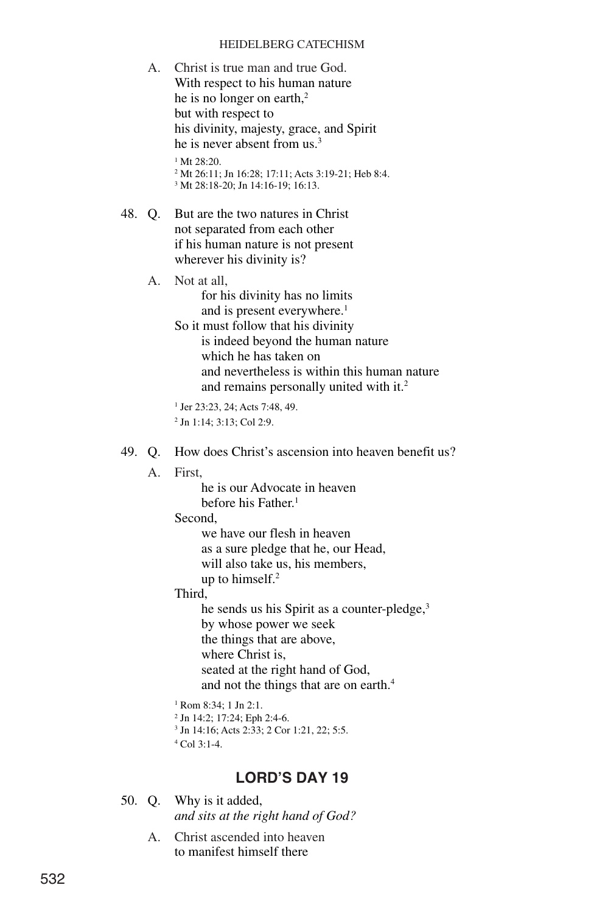A. Christ is true man and true God.
With respect to his human nature
he is no longer on earth,[2]
but with respect to
his divinity, majesty, grace, and Spirit
he is never absent from us.[3]

[1] Mt 28:20.
[2] Mt 26:11; Jn 16:28; 17:11; Acts 3:19-21; Heb 8:4.
[3] Mt 28:18-20; Jn 14:16-19; 16:13.

48. Q. But are the two natures in Christ
not separated from each other
if his human nature is not present
wherever his divinity is?

A. Not at all,
for his divinity has no limits
and is present everywhere.[1]
So it must follow that his divinity
is indeed beyond the human nature
which he has taken on
and nevertheless is within this human nature
and remains personally united with it.[2]

[1] Jer 23:23, 24; Acts 7:48, 49.
[2] Jn 1:14; 3:13; Col 2:9.

49. Q. How does Christ's ascension into heaven benefit us?

A. First,
he is our Advocate in heaven
before his Father.[1]
Second,
we have our flesh in heaven
as a sure pledge that he, our Head,
will also take us, his members,
up to himself.[2]
Third,
he sends us his Spirit as a counter-pledge,[3]
by whose power we seek
the things that are above,
where Christ is,
seated at the right hand of God,
and not the things that are on earth.[4]

[1] Rom 8:34; 1 Jn 2:1.
[2] Jn 14:2; 17:24; Eph 2:4-6.
[3] Jn 14:16; Acts 2:33; 2 Cor 1:21, 22; 5:5.
[4] Col 3:1-4.

## LORD'S DAY 19

50. Q. Why is it added,
*and sits at the right hand of God?*

A. Christ ascended into heaven
to manifest himself there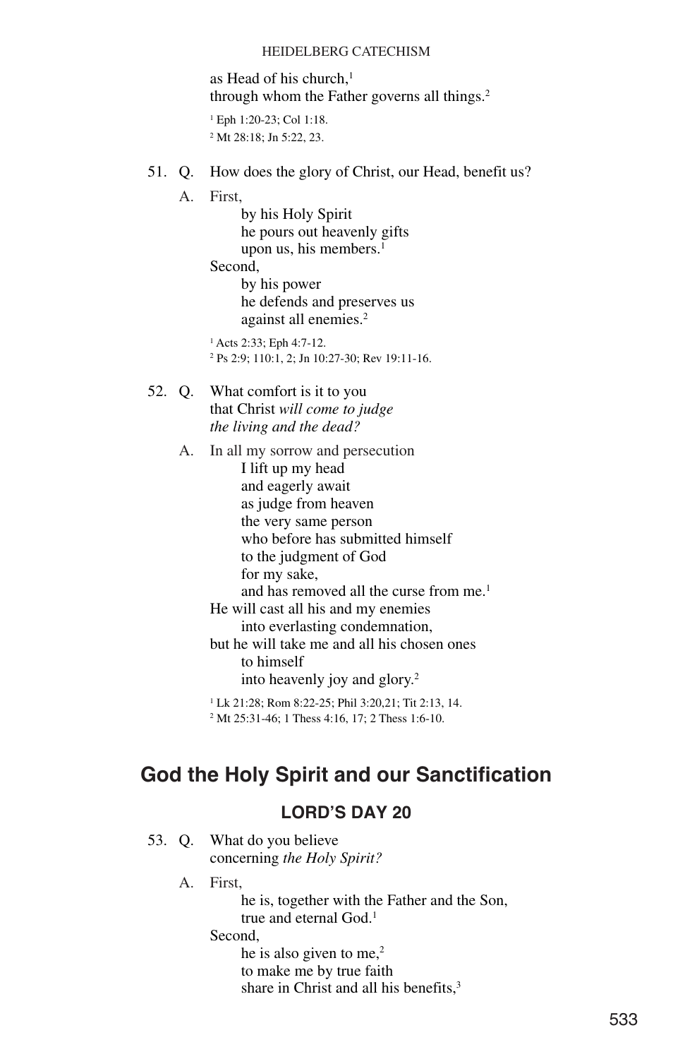as Head of his church,[1]
through whom the Father governs all things.[2]

[1] Eph 1:20-23; Col 1:18.
[2] Mt 28:18; Jn 5:22, 23.

51. Q. How does the glory of Christ, our Head, benefit us?

A. First,
by his Holy Spirit
he pours out heavenly gifts
upon us, his members.[1]
Second,
by his power
he defends and preserves us
against all enemies.[2]

[1] Acts 2:33; Eph 4:7-12.
[2] Ps 2:9; 110:1, 2; Jn 10:27-30; Rev 19:11-16.

52. Q. What comfort is it to you
that Christ *will come to judge the living and the dead?*

A. In all my sorrow and persecution
I lift up my head
and eagerly await
as judge from heaven
the very same person
who before has submitted himself
to the judgment of God
for my sake,
and has removed all the curse from me.[1]
He will cast all his and my enemies
into everlasting condemnation,
but he will take me and all his chosen ones
to himself
into heavenly joy and glory.[2]

[1] Lk 21:28; Rom 8:22-25; Phil 3:20,21; Tit 2:13, 14.
[2] Mt 25:31-46; 1 Thess 4:16, 17; 2 Thess 1:6-10.

## God the Holy Spirit and our Sanctification

### LORD'S DAY 20

53. Q. What do you believe
concerning *the Holy Spirit?*

A. First,
he is, together with the Father and the Son,
true and eternal God.[1]
Second,
he is also given to me,[2]
to make me by true faith
share in Christ and all his benefits,[3]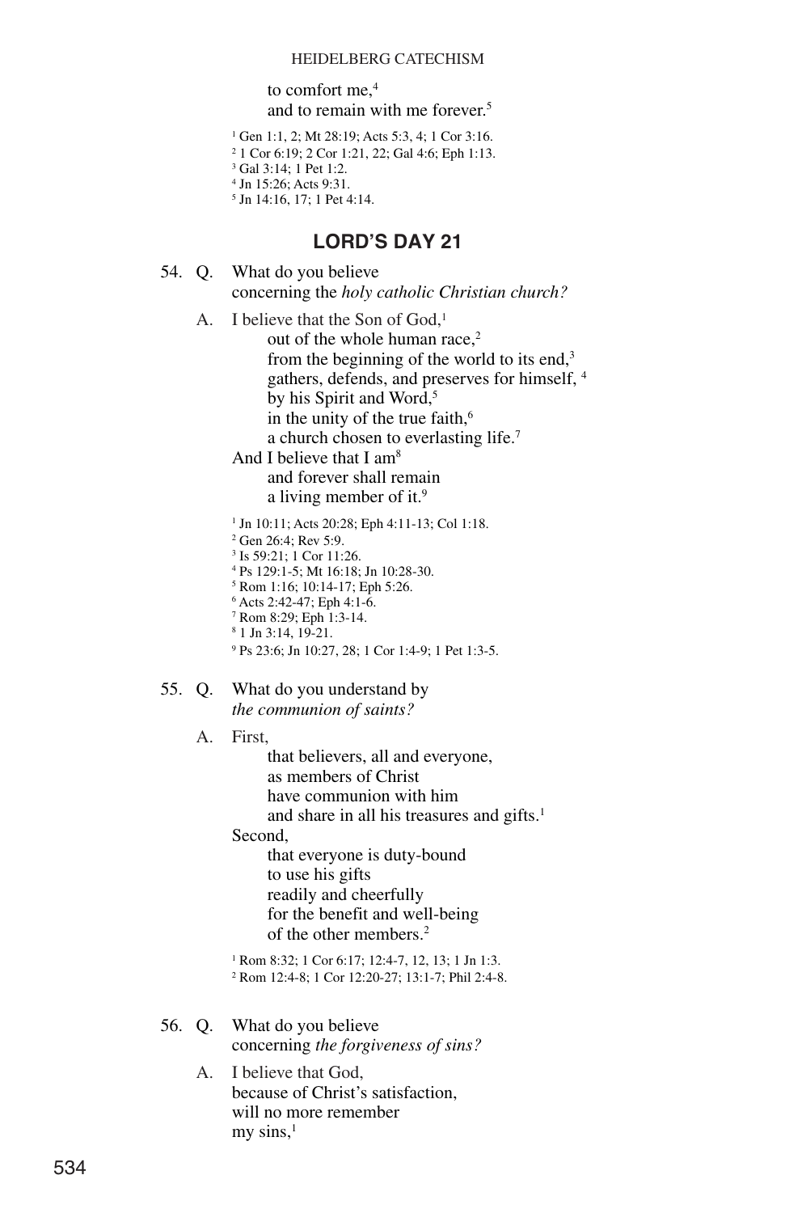to comfort me,[4]
and to remain with me forever.[5]

[1] Gen 1:1, 2; Mt 28:19; Acts 5:3, 4; 1 Cor 3:16.
[2] 1 Cor 6:19; 2 Cor 1:21, 22; Gal 4:6; Eph 1:13.
[3] Gal 3:14; 1 Pet 1:2.
[4] Jn 15:26; Acts 9:31.
[5] Jn 14:16, 17; 1 Pet 4:14.

## LORD'S DAY 21

54. Q. What do you believe
concerning the *holy catholic Christian church?*

A. I believe that the Son of God,[1]
out of the whole human race,[2]
from the beginning of the world to its end,[3]
gathers, defends, and preserves for himself, [4]
by his Spirit and Word,[5]
in the unity of the true faith,[6]
a church chosen to everlasting life.[7]
And I believe that I am[8]
and forever shall remain
a living member of it.[9]

[1] Jn 10:11; Acts 20:28; Eph 4:11-13; Col 1:18.
[2] Gen 26:4; Rev 5:9.
[3] Is 59:21; 1 Cor 11:26.
[4] Ps 129:1-5; Mt 16:18; Jn 10:28-30.
[5] Rom 1:16; 10:14-17; Eph 5:26.
[6] Acts 2:42-47; Eph 4:1-6.
[7] Rom 8:29; Eph 1:3-14.
[8] 1 Jn 3:14, 19-21.
[9] Ps 23:6; Jn 10:27, 28; 1 Cor 1:4-9; 1 Pet 1:3-5.

55. Q. What do you understand by
*the communion of saints?*

A. First,
that believers, all and everyone,
as members of Christ
have communion with him
and share in all his treasures and gifts.[1]
Second,
that everyone is duty-bound
to use his gifts
readily and cheerfully
for the benefit and well-being
of the other members.[2]

[1] Rom 8:32; 1 Cor 6:17; 12:4-7, 12, 13; 1 Jn 1:3.
[2] Rom 12:4-8; 1 Cor 12:20-27; 13:1-7; Phil 2:4-8.

56. Q. What do you believe
concerning *the forgiveness of sins?*

A. I believe that God,
because of Christ's satisfaction,
will no more remember
my sins,[1]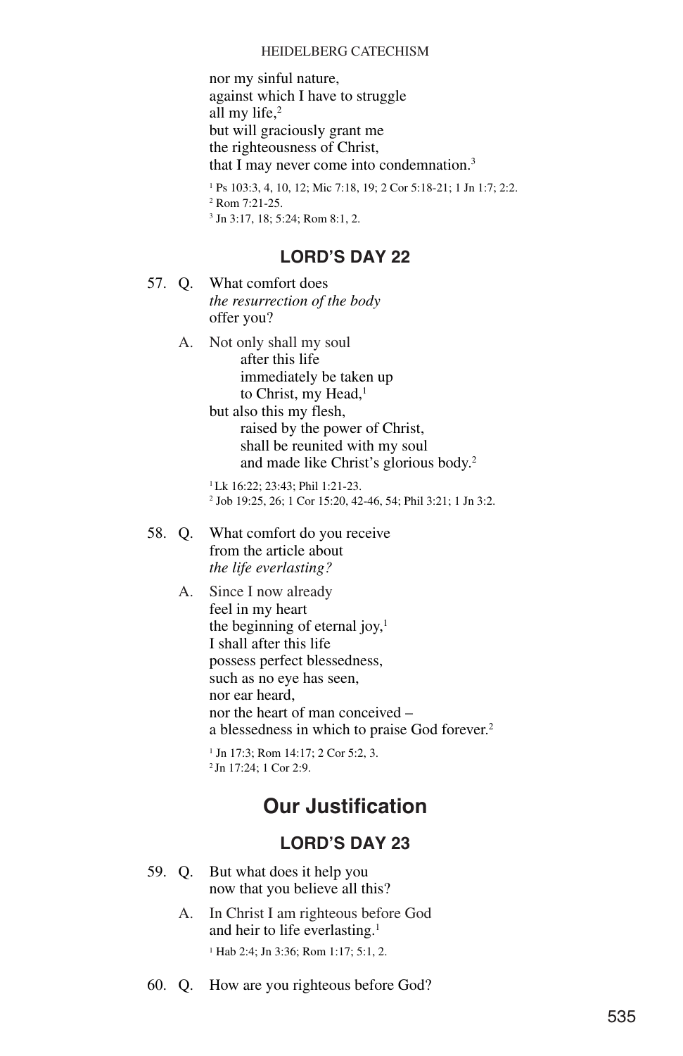nor my sinful nature,
against which I have to struggle
all my life,[2]
but will graciously grant me
the righteousness of Christ,
that I may never come into condemnation.[3]

[1] Ps 103:3, 4, 10, 12; Mic 7:18, 19; 2 Cor 5:18-21; 1 Jn 1:7; 2:2.
[2] Rom 7:21-25.
[3] Jn 3:17, 18; 5:24; Rom 8:1, 2.

### LORD'S DAY 22

57. Q. What comfort does *the resurrection of the body* offer you?

A. Not only shall my soul
after this life
immediately be taken up
to Christ, my Head,[1]
but also this my flesh,
raised by the power of Christ,
shall be reunited with my soul
and made like Christ's glorious body.[2]

[1] Lk 16:22; 23:43; Phil 1:21-23.
[2] Job 19:25, 26; 1 Cor 15:20, 42-46, 54; Phil 3:21; 1 Jn 3:2.

58. Q. What comfort do you receive from the article about *the life everlasting?*

A. Since I now already
feel in my heart
the beginning of eternal joy,[1]
I shall after this life
possess perfect blessedness,
such as no eye has seen,
nor ear heard,
nor the heart of man conceived –
a blessedness in which to praise God forever.[2]

[1] Jn 17:3; Rom 14:17; 2 Cor 5:2, 3.
[2] Jn 17:24; 1 Cor 2:9.

## Our Justification

### LORD'S DAY 23

59. Q. But what does it help you now that you believe all this?

A. In Christ I am righteous before God
and heir to life everlasting.[1]

[1] Hab 2:4; Jn 3:36; Rom 1:17; 5:1, 2.

60. Q. How are you righteous before God?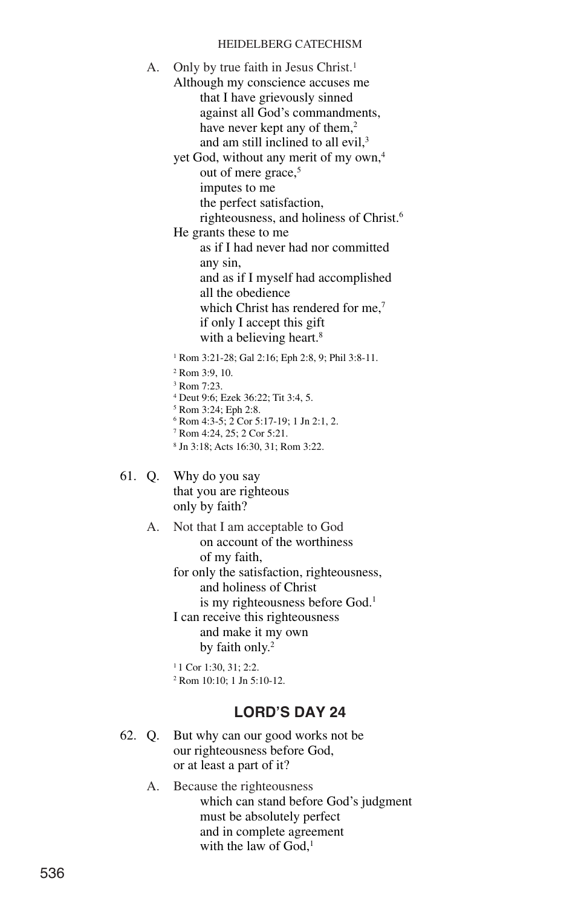A. Only by true faith in Jesus Christ.[1]
Although my conscience accuses me
that I have grievously sinned
against all God's commandments,
have never kept any of them,[2]
and am still inclined to all evil,[3]
yet God, without any merit of my own,[4]
out of mere grace,[5]
imputes to me
the perfect satisfaction,
righteousness, and holiness of Christ.[6]
He grants these to me
as if I had never had nor committed
any sin,
and as if I myself had accomplished
all the obedience
which Christ has rendered for me,[7]
if only I accept this gift
with a believing heart.[8]

[1] Rom 3:21-28; Gal 2:16; Eph 2:8, 9; Phil 3:8-11.
[2] Rom 3:9, 10.
[3] Rom 7:23.
[4] Deut 9:6; Ezek 36:22; Tit 3:4, 5.
[5] Rom 3:24; Eph 2:8.
[6] Rom 4:3-5; 2 Cor 5:17-19; 1 Jn 2:1, 2.
[7] Rom 4:24, 25; 2 Cor 5:21.
[8] Jn 3:18; Acts 16:30, 31; Rom 3:22.

61. Q. Why do you say
that you are righteous
only by faith?

A. Not that I am acceptable to God
on account of the worthiness
of my faith,
for only the satisfaction, righteousness,
and holiness of Christ
is my righteousness before God.[1]
I can receive this righteousness
and make it my own
by faith only.[2]

[1] 1 Cor 1:30, 31; 2:2.
[2] Rom 10:10; 1 Jn 5:10-12.

## LORD'S DAY 24

62. Q. But why can our good works not be
our righteousness before God,
or at least a part of it?

A. Because the righteousness
which can stand before God's judgment
must be absolutely perfect
and in complete agreement
with the law of God,[1]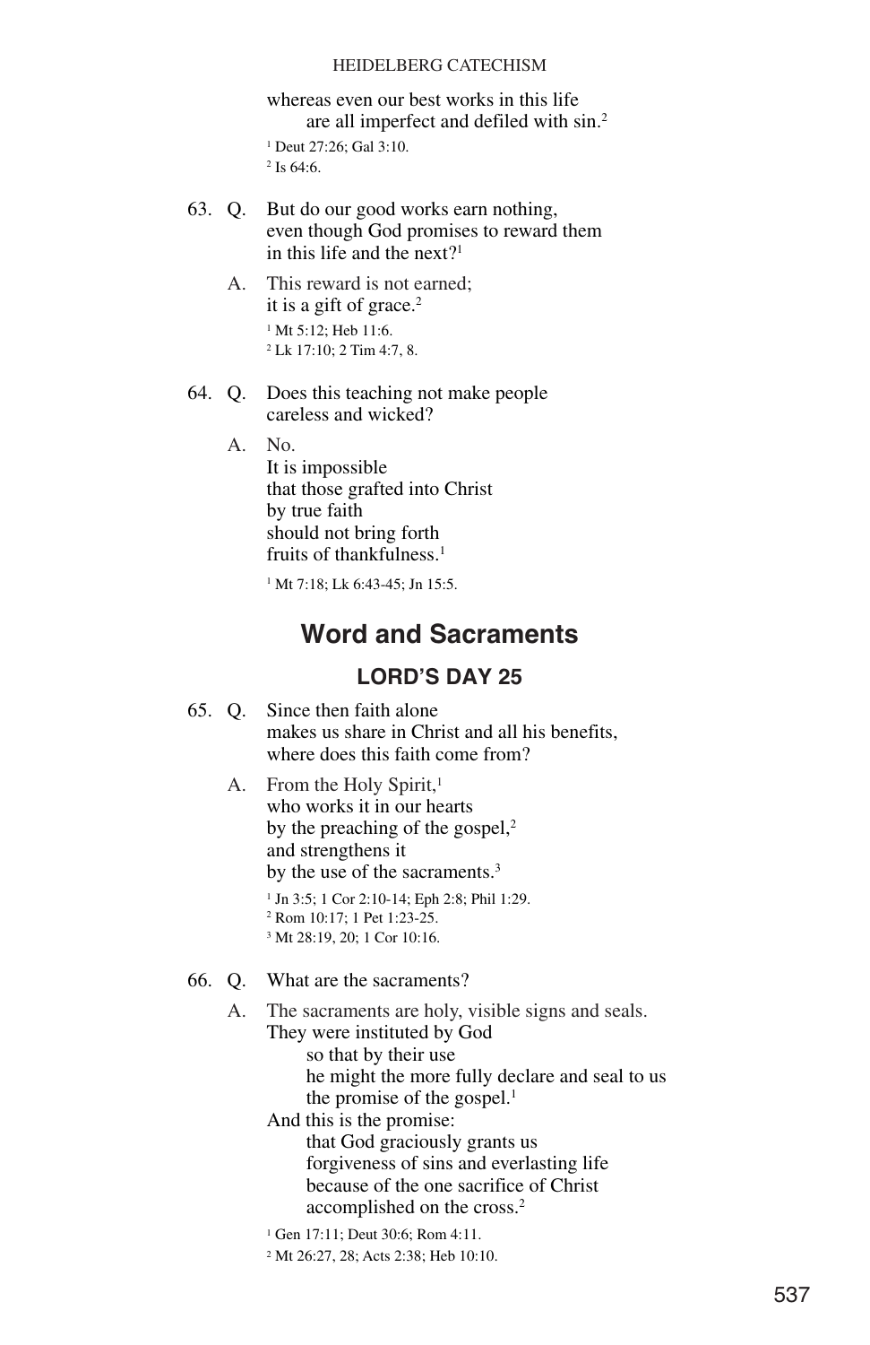whereas even our best works in this life
are all imperfect and defiled with sin.[2]

[1] Deut 27:26; Gal 3:10.
[2] Is 64:6.

63. Q. But do our good works earn nothing,
even though God promises to reward them
in this life and the next?[1]

A. This reward is not earned;
it is a gift of grace.[2]

[1] Mt 5:12; Heb 11:6.
[2] Lk 17:10; 2 Tim 4:7, 8.

64. Q. Does this teaching not make people
careless and wicked?

A. No.
It is impossible
that those grafted into Christ
by true faith
should not bring forth
fruits of thankfulness.[1]

[1] Mt 7:18; Lk 6:43-45; Jn 15:5.

## Word and Sacraments

### LORD'S DAY 25

65. Q. Since then faith alone
makes us share in Christ and all his benefits,
where does this faith come from?

A. From the Holy Spirit,[1]
who works it in our hearts
by the preaching of the gospel,[2]
and strengthens it
by the use of the sacraments.[3]

[1] Jn 3:5; 1 Cor 2:10-14; Eph 2:8; Phil 1:29.
[2] Rom 10:17; 1 Pet 1:23-25.
[3] Mt 28:19, 20; 1 Cor 10:16.

66. Q. What are the sacraments?

A. The sacraments are holy, visible signs and seals.
They were instituted by God
so that by their use
he might the more fully declare and seal to us
the promise of the gospel.[1]
And this is the promise:
that God graciously grants us
forgiveness of sins and everlasting life
because of the one sacrifice of Christ
accomplished on the cross.[2]

[1] Gen 17:11; Deut 30:6; Rom 4:11.
[2] Mt 26:27, 28; Acts 2:38; Heb 10:10.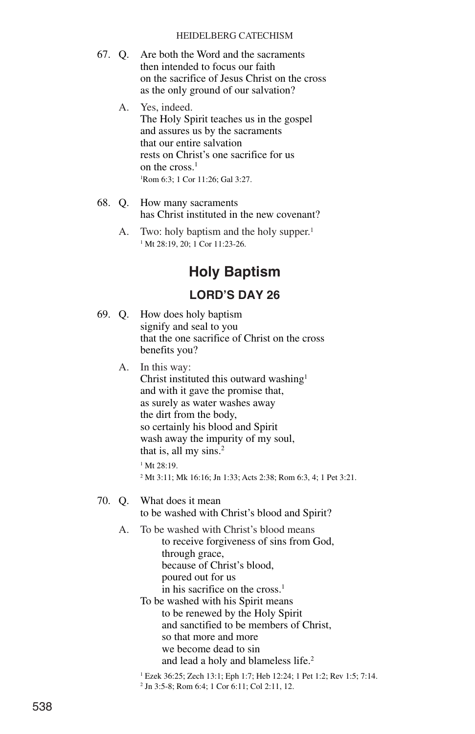67. Q. Are both the Word and the sacraments
then intended to focus our faith
on the sacrifice of Jesus Christ on the cross
as the only ground of our salvation?

A. Yes, indeed.
The Holy Spirit teaches us in the gospel
and assures us by the sacraments
that our entire salvation
rests on Christ's one sacrifice for us
on the cross.[1]

[1]Rom 6:3; 1 Cor 11:26; Gal 3:27.

68. Q. How many sacraments
has Christ instituted in the new covenant?

A. Two: holy baptism and the holy supper.[1]

[1] Mt 28:19, 20; 1 Cor 11:23-26.

## Holy Baptism

### LORD'S DAY 26

69. Q. How does holy baptism
signify and seal to you
that the one sacrifice of Christ on the cross
benefits you?

A. In this way:
Christ instituted this outward washing[1]
and with it gave the promise that,
as surely as water washes away
the dirt from the body,
so certainly his blood and Spirit
wash away the impurity of my soul,
that is, all my sins.[2]

[1] Mt 28:19.
[2] Mt 3:11; Mk 16:16; Jn 1:33; Acts 2:38; Rom 6:3, 4; 1 Pet 3:21.

70. Q. What does it mean
to be washed with Christ's blood and Spirit?

A. To be washed with Christ's blood means
to receive forgiveness of sins from God,
through grace,
because of Christ's blood,
poured out for us
in his sacrifice on the cross.[1]
To be washed with his Spirit means
to be renewed by the Holy Spirit
and sanctified to be members of Christ,
so that more and more
we become dead to sin
and lead a holy and blameless life.[2]

[1] Ezek 36:25; Zech 13:1; Eph 1:7; Heb 12:24; 1 Pet 1:2; Rev 1:5; 7:14.
[2] Jn 3:5-8; Rom 6:4; 1 Cor 6:11; Col 2:11, 12.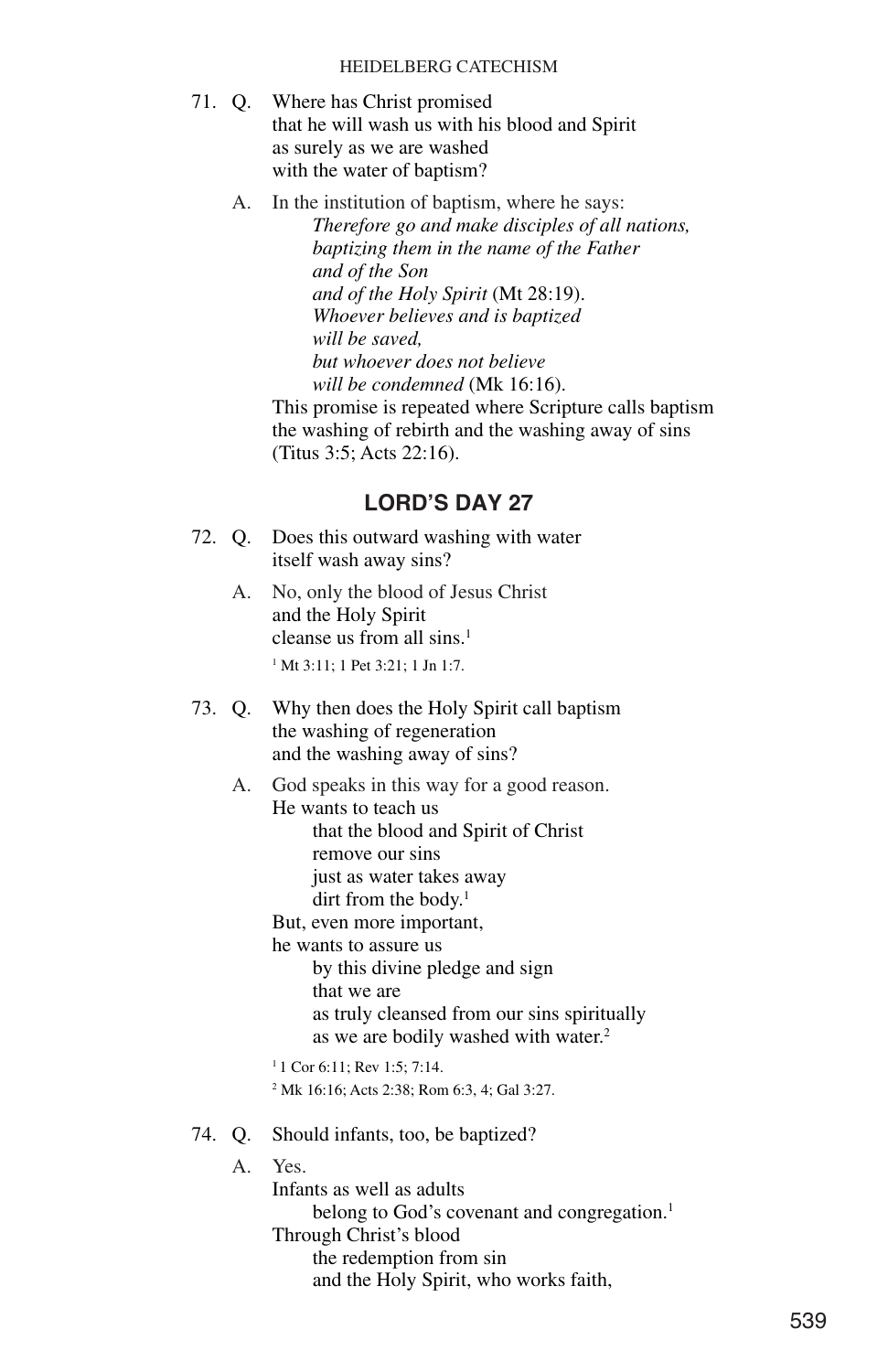71. Q. Where has Christ promised
that he will wash us with his blood and Spirit
as surely as we are washed
with the water of baptism?

A. In the institution of baptism, where he says:
*Therefore go and make disciples of all nations,*
*baptizing them in the name of the Father*
*and of the Son*
*and of the Holy Spirit* (Mt 28:19).
*Whoever believes and is baptized*
*will be saved,*
*but whoever does not believe*
*will be condemned* (Mk 16:16).
This promise is repeated where Scripture calls baptism
the washing of rebirth and the washing away of sins
(Titus 3:5; Acts 22:16).

## LORD'S DAY 27

72. Q. Does this outward washing with water
itself wash away sins?

A. No, only the blood of Jesus Christ
and the Holy Spirit
cleanse us from all sins.[1]

[1] Mt 3:11; 1 Pet 3:21; 1 Jn 1:7.

73. Q. Why then does the Holy Spirit call baptism
the washing of regeneration
and the washing away of sins?

A. God speaks in this way for a good reason.
He wants to teach us
that the blood and Spirit of Christ
remove our sins
just as water takes away
dirt from the body.[1]
But, even more important,
he wants to assure us
by this divine pledge and sign
that we are
as truly cleansed from our sins spiritually
as we are bodily washed with water.[2]

[1] 1 Cor 6:11; Rev 1:5; 7:14.
[2] Mk 16:16; Acts 2:38; Rom 6:3, 4; Gal 3:27.

74. Q. Should infants, too, be baptized?

A. Yes.
Infants as well as adults
belong to God's covenant and congregation.[1]
Through Christ's blood
the redemption from sin
and the Holy Spirit, who works faith,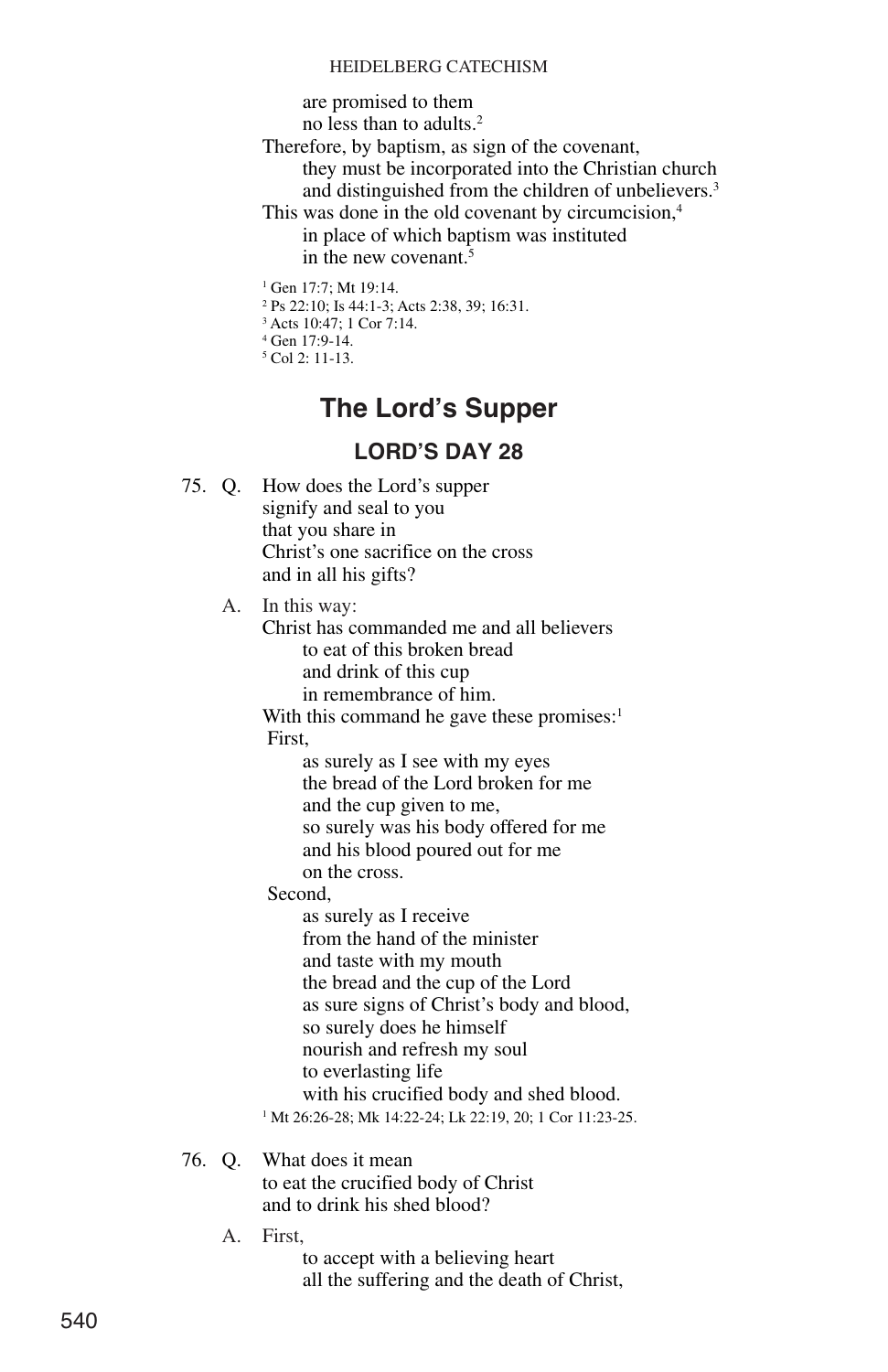are promised to them
no less than to adults.[2]

Therefore, by baptism, as sign of the covenant,
they must be incorporated into the Christian church
and distinguished from the children of unbelievers.[3]

This was done in the old covenant by circumcision,[4]
in place of which baptism was instituted
in the new covenant.[5]

[1] Gen 17:7; Mt 19:14.
[2] Ps 22:10; Is 44:1-3; Acts 2:38, 39; 16:31.
[3] Acts 10:47; 1 Cor 7:14.
[4] Gen 17:9-14.
[5] Col 2: 11-13.

# The Lord's Supper

## LORD'S DAY 28

75. Q. How does the Lord's supper
signify and seal to you
that you share in
Christ's one sacrifice on the cross
and in all his gifts?

A. In this way:
Christ has commanded me and all believers
to eat of this broken bread
and drink of this cup
in remembrance of him.
With this command he gave these promises:[1]
First,
as surely as I see with my eyes
the bread of the Lord broken for me
and the cup given to me,
so surely was his body offered for me
and his blood poured out for me
on the cross.
Second,
as surely as I receive
from the hand of the minister
and taste with my mouth
the bread and the cup of the Lord
as sure signs of Christ's body and blood,
so surely does he himself
nourish and refresh my soul
to everlasting life
with his crucified body and shed blood.

[1] Mt 26:26-28; Mk 14:22-24; Lk 22:19, 20; 1 Cor 11:23-25.

76. Q. What does it mean
to eat the crucified body of Christ
and to drink his shed blood?

A. First,
to accept with a believing heart
all the suffering and the death of Christ,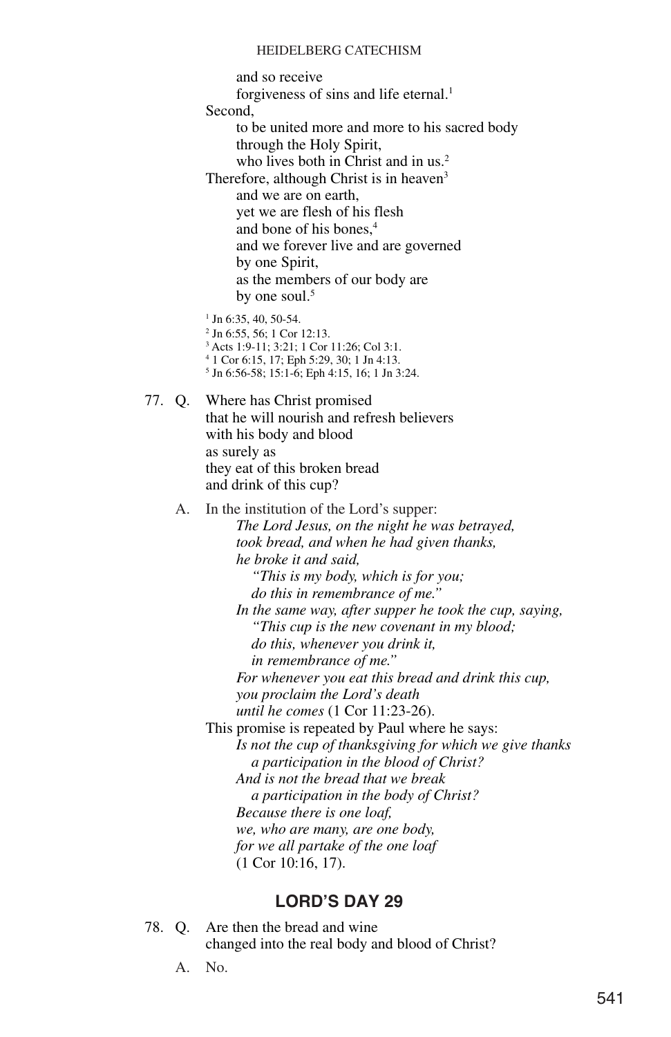and so receive
forgiveness of sins and life eternal.[1]

Second,
to be united more and more to his sacred body
through the Holy Spirit,
who lives both in Christ and in us.[2]

Therefore, although Christ is in heaven[3]
and we are on earth,
yet we are flesh of his flesh
and bone of his bones,[4]
and we forever live and are governed
by one Spirit,
as the members of our body are
by one soul.[5]

[1] Jn 6:35, 40, 50-54.
[2] Jn 6:55, 56; 1 Cor 12:13.
[3] Acts 1:9-11; 3:21; 1 Cor 11:26; Col 3:1.
[4] 1 Cor 6:15, 17; Eph 5:29, 30; 1 Jn 4:13.
[5] Jn 6:56-58; 15:1-6; Eph 4:15, 16; 1 Jn 3:24.

77. Q. Where has Christ promised
that he will nourish and refresh believers
with his body and blood
as surely as
they eat of this broken bread
and drink of this cup?

A. In the institution of the Lord's supper:

*The Lord Jesus, on the night he was betrayed,*
*took bread, and when he had given thanks,*
*he broke it and said,*
*"This is my body, which is for you;*
*do this in remembrance of me."*
*In the same way, after supper he took the cup, saying,*
*"This cup is the new covenant in my blood;*
*do this, whenever you drink it,*
*in remembrance of me."*
*For whenever you eat this bread and drink this cup,*
*you proclaim the Lord's death*
*until he comes* (1 Cor 11:23-26).

This promise is repeated by Paul where he says:

*Is not the cup of thanksgiving for which we give thanks*
*a participation in the blood of Christ?*
*And is not the bread that we break*
*a participation in the body of Christ?*
*Because there is one loaf,*
*we, who are many, are one body,*
*for we all partake of the one loaf*
(1 Cor 10:16, 17).

## LORD'S DAY 29

78. Q. Are then the bread and wine
changed into the real body and blood of Christ?

A. No.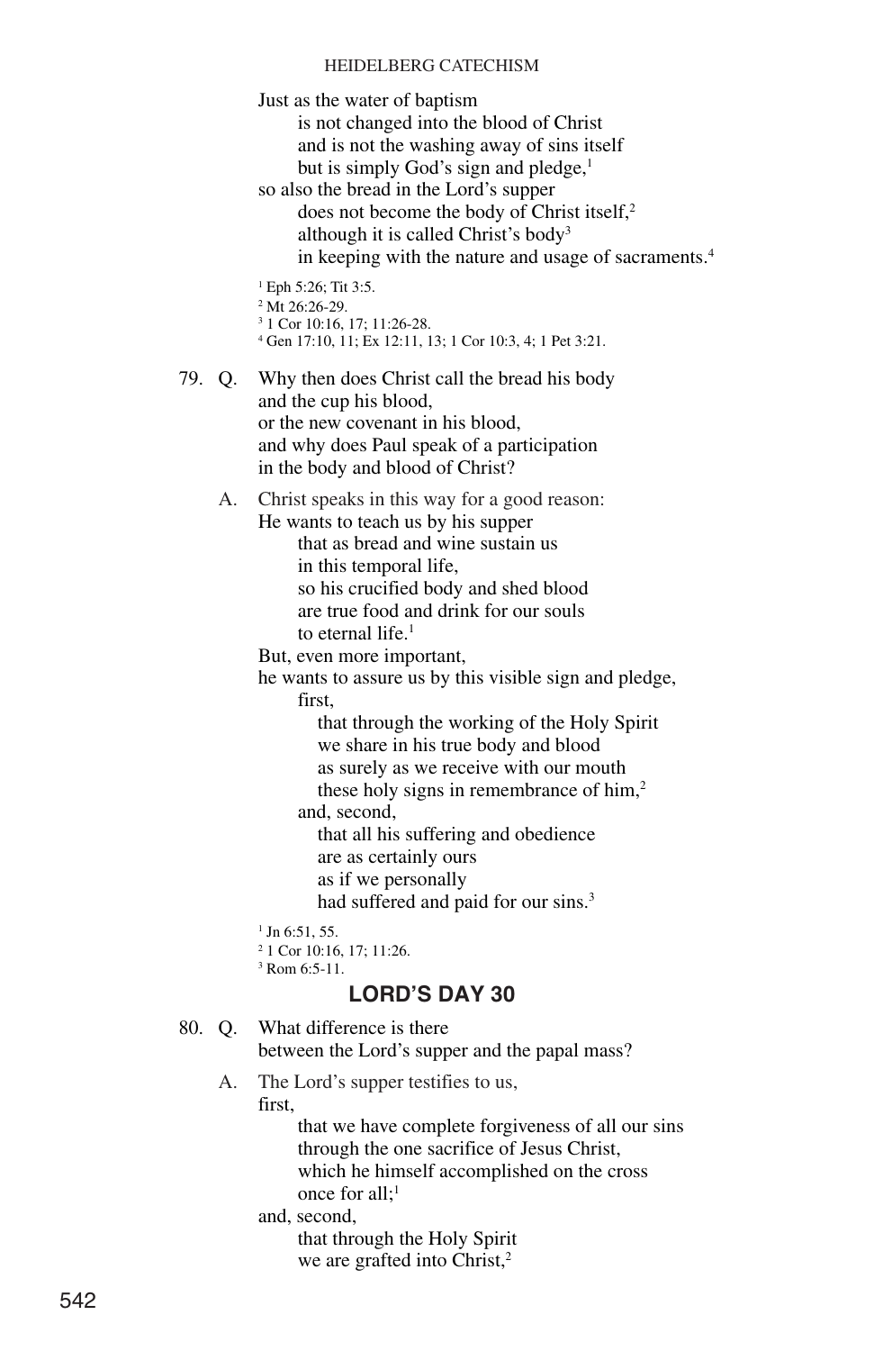Just as the water of baptism
is not changed into the blood of Christ
and is not the washing away of sins itself
but is simply God's sign and pledge,[1]
so also the bread in the Lord's supper
does not become the body of Christ itself,[2]
although it is called Christ's body[3]
in keeping with the nature and usage of sacraments.[4]

[1] Eph 5:26; Tit 3:5.
[2] Mt 26:26-29.
[3] 1 Cor 10:16, 17; 11:26-28.
[4] Gen 17:10, 11; Ex 12:11, 13; 1 Cor 10:3, 4; 1 Pet 3:21.

79. Q. Why then does Christ call the bread his body
and the cup his blood,
or the new covenant in his blood,
and why does Paul speak of a participation
in the body and blood of Christ?

A. Christ speaks in this way for a good reason:
He wants to teach us by his supper
that as bread and wine sustain us
in this temporal life,
so his crucified body and shed blood
are true food and drink for our souls
to eternal life.[1]
But, even more important,
he wants to assure us by this visible sign and pledge,
first,
that through the working of the Holy Spirit
we share in his true body and blood
as surely as we receive with our mouth
these holy signs in remembrance of him,[2]
and, second,
that all his suffering and obedience
are as certainly ours
as if we personally
had suffered and paid for our sins.[3]

[1] Jn 6:51, 55.
[2] 1 Cor 10:16, 17; 11:26.
[3] Rom 6:5-11.

## LORD'S DAY 30

80. Q. What difference is there
between the Lord's supper and the papal mass?

A. The Lord's supper testifies to us,
first,
that we have complete forgiveness of all our sins
through the one sacrifice of Jesus Christ,
which he himself accomplished on the cross
once for all;[1]
and, second,
that through the Holy Spirit
we are grafted into Christ,[2]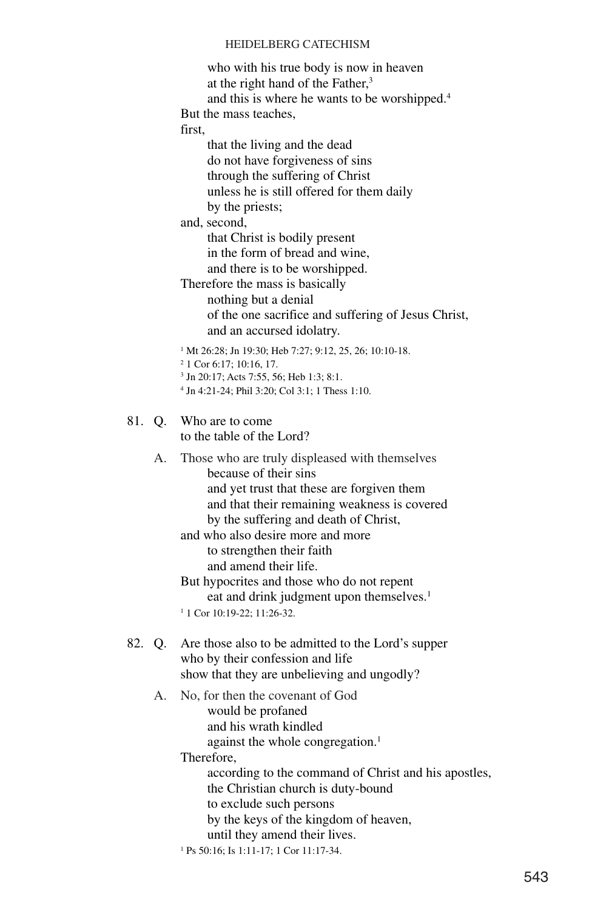who with his true body is now in heaven
at the right hand of the Father,[3]
and this is where he wants to be worshipped.[4]

But the mass teaches,
first,
that the living and the dead
do not have forgiveness of sins
through the suffering of Christ
unless he is still offered for them daily
by the priests;
and, second,
that Christ is bodily present
in the form of bread and wine,
and there is to be worshipped.

Therefore the mass is basically
nothing but a denial
of the one sacrifice and suffering of Jesus Christ,
and an accursed idolatry.

[1] Mt 26:28; Jn 19:30; Heb 7:27; 9:12, 25, 26; 10:10-18.
[2] 1 Cor 6:17; 10:16, 17.
[3] Jn 20:17; Acts 7:55, 56; Heb 1:3; 8:1.
[4] Jn 4:21-24; Phil 3:20; Col 3:1; 1 Thess 1:10.

81. Q. Who are to come
to the table of the Lord?

A. Those who are truly displeased with themselves
because of their sins
and yet trust that these are forgiven them
and that their remaining weakness is covered
by the suffering and death of Christ,
and who also desire more and more
to strengthen their faith
and amend their life.
But hypocrites and those who do not repent
eat and drink judgment upon themselves.[1]

[1] 1 Cor 10:19-22; 11:26-32.

82. Q. Are those also to be admitted to the Lord's supper
who by their confession and life
show that they are unbelieving and ungodly?

A. No, for then the covenant of God
would be profaned
and his wrath kindled
against the whole congregation.[1]
Therefore,
according to the command of Christ and his apostles,
the Christian church is duty-bound
to exclude such persons
by the keys of the kingdom of heaven,
until they amend their lives.

[1] Ps 50:16; Is 1:11-17; 1 Cor 11:17-34.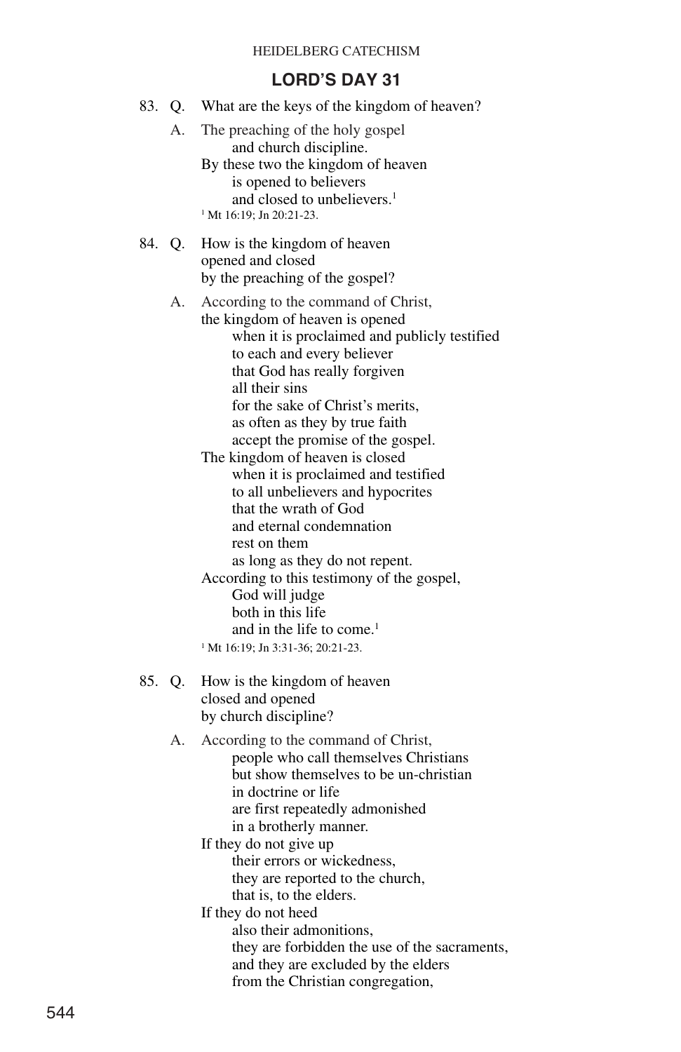## LORD'S DAY 31

83. Q. What are the keys of the kingdom of heaven?

A. The preaching of the holy gospel
and church discipline.
By these two the kingdom of heaven
is opened to believers
and closed to unbelievers.[1]

[1] Mt 16:19; Jn 20:21-23.

84. Q. How is the kingdom of heaven
opened and closed
by the preaching of the gospel?

A. According to the command of Christ,
the kingdom of heaven is opened
when it is proclaimed and publicly testified
to each and every believer
that God has really forgiven
all their sins
for the sake of Christ's merits,
as often as they by true faith
accept the promise of the gospel.
The kingdom of heaven is closed
when it is proclaimed and testified
to all unbelievers and hypocrites
that the wrath of God
and eternal condemnation
rest on them
as long as they do not repent.
According to this testimony of the gospel,
God will judge
both in this life
and in the life to come.[1]

[1] Mt 16:19; Jn 3:31-36; 20:21-23.

85. Q. How is the kingdom of heaven
closed and opened
by church discipline?

A. According to the command of Christ,
people who call themselves Christians
but show themselves to be un-christian
in doctrine or life
are first repeatedly admonished
in a brotherly manner.
If they do not give up
their errors or wickedness,
they are reported to the church,
that is, to the elders.
If they do not heed
also their admonitions,
they are forbidden the use of the sacraments,
and they are excluded by the elders
from the Christian congregation,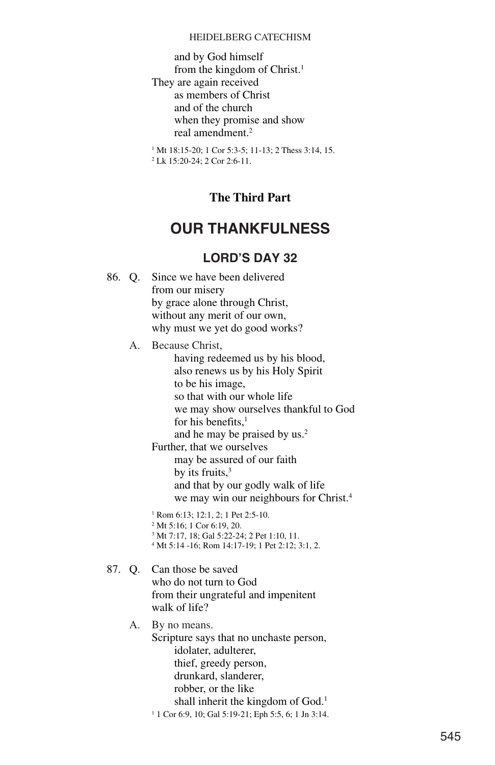and by God himself
from the kingdom of Christ.[1]
They are again received
as members of Christ
and of the church
when they promise and show
real amendment.[2]

[1] Mt 18:15-20; 1 Cor 5:3-5; 11-13; 2 Thess 3:14, 15.
[2] Lk 15:20-24; 2 Cor 2:6-11.

**The Third Part**

# OUR THANKFULNESS

## LORD'S DAY 32

86. Q. Since we have been delivered
from our misery
by grace alone through Christ,
without any merit of our own,
why must we yet do good works?

A. Because Christ,
having redeemed us by his blood,
also renews us by his Holy Spirit
to be his image,
so that with our whole life
we may show ourselves thankful to God
for his benefits,[1]
and he may be praised by us.[2]
Further, that we ourselves
may be assured of our faith
by its fruits,[3]
and that by our godly walk of life
we may win our neighbours for Christ.[4]

[1] Rom 6:13; 12:1, 2; 1 Pet 2:5-10.
[2] Mt 5:16; 1 Cor 6:19, 20.
[3] Mt 7:17, 18; Gal 5:22-24; 2 Pet 1:10, 11.
[4] Mt 5:14 -16; Rom 14:17-19; 1 Pet 2:12; 3:1, 2.

87. Q. Can those be saved
who do not turn to God
from their ungrateful and impenitent
walk of life?

A. By no means.
Scripture says that no unchaste person,
idolater, adulterer,
thief, greedy person,
drunkard, slanderer,
robber, or the like
shall inherit the kingdom of God.[1]

[1] 1 Cor 6:9, 10; Gal 5:19-21; Eph 5:5, 6; 1 Jn 3:14.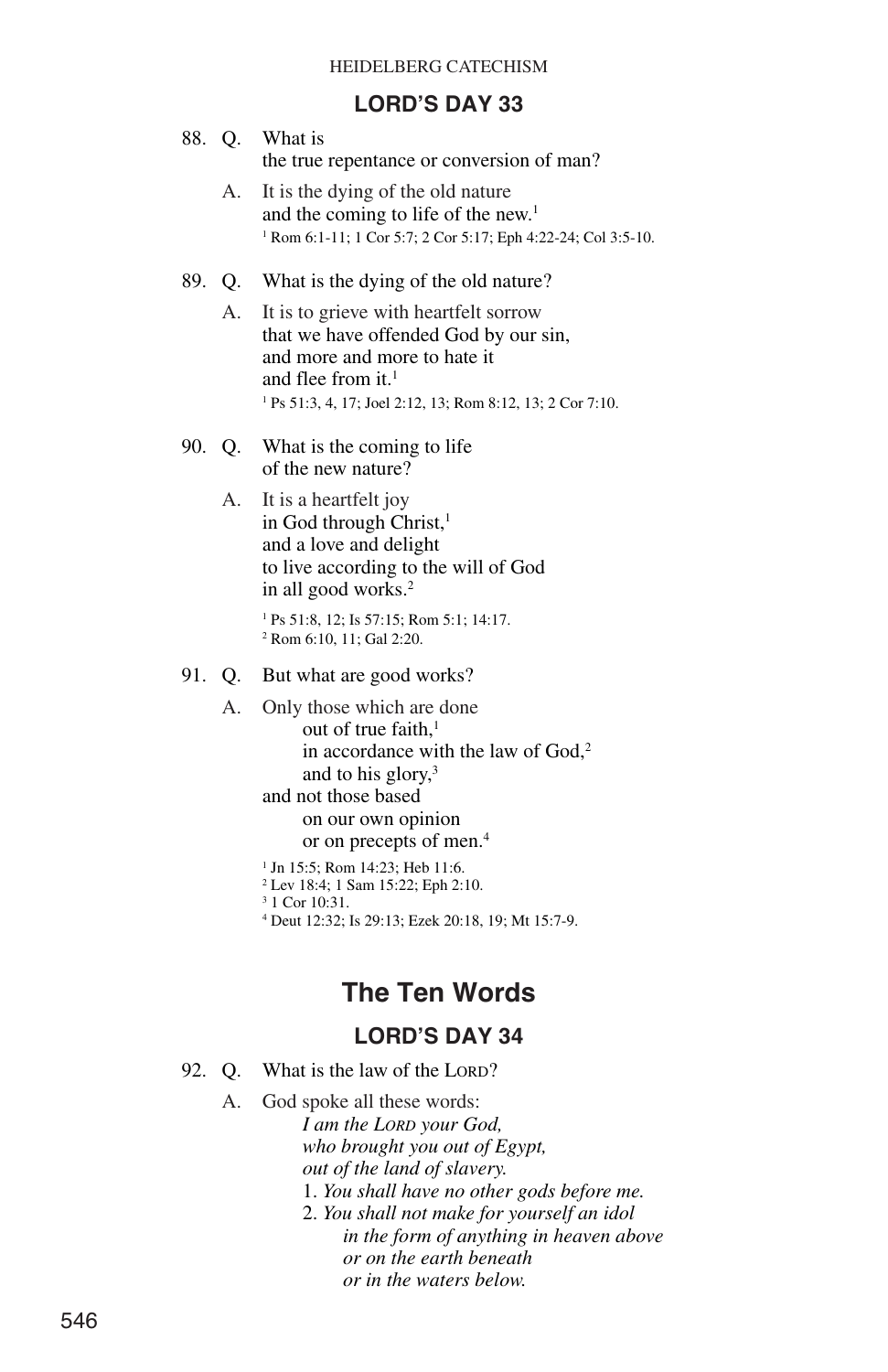## LORD'S DAY 33

88. Q. What is
the true repentance or conversion of man?

A. It is the dying of the old nature
and the coming to life of the new.[1]

[1] Rom 6:1-11; 1 Cor 5:7; 2 Cor 5:17; Eph 4:22-24; Col 3:5-10.

89. Q. What is the dying of the old nature?

A. It is to grieve with heartfelt sorrow
that we have offended God by our sin,
and more and more to hate it
and flee from it.[1]

[1] Ps 51:3, 4, 17; Joel 2:12, 13; Rom 8:12, 13; 2 Cor 7:10.

90. Q. What is the coming to life
of the new nature?

A. It is a heartfelt joy
in God through Christ,[1]
and a love and delight
to live according to the will of God
in all good works.[2]

[1] Ps 51:8, 12; Is 57:15; Rom 5:1; 14:17.
[2] Rom 6:10, 11; Gal 2:20.

91. Q. But what are good works?

A. Only those which are done
out of true faith,[1]
in accordance with the law of God,[2]
and to his glory,[3]
and not those based
on our own opinion
or on precepts of men.[4]

[1] Jn 15:5; Rom 14:23; Heb 11:6.
[2] Lev 18:4; 1 Sam 15:22; Eph 2:10.
[3] 1 Cor 10:31.
[4] Deut 12:32; Is 29:13; Ezek 20:18, 19; Mt 15:7-9.

# The Ten Words

## LORD'S DAY 34

92. Q. What is the law of the LORD?

A. God spoke all these words:
*I am the LORD your God,*
*who brought you out of Egypt,*
*out of the land of slavery.*
1. *You shall have no other gods before me.*
2. *You shall not make for yourself an idol*
*in the form of anything in heaven above*
*or on the earth beneath*
*or in the waters below.*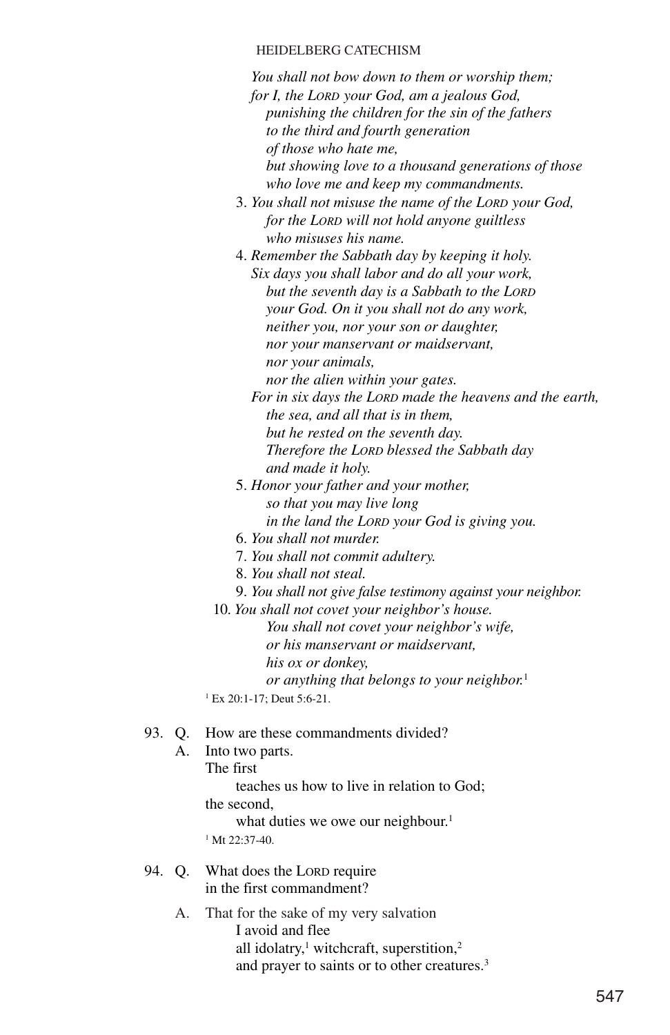*You shall not bow down to them or worship them;*
*for I, the LORD your God, am a jealous God,*
*punishing the children for the sin of the fathers*
*to the third and fourth generation*
*of those who hate me,*
*but showing love to a thousand generations of those*
*who love me and keep my commandments.*

3. *You shall not misuse the name of the LORD your God,*
*for the LORD will not hold anyone guiltless*
*who misuses his name.*

4. *Remember the Sabbath day by keeping it holy.*
*Six days you shall labor and do all your work,*
*but the seventh day is a Sabbath to the LORD*
*your God. On it you shall not do any work,*
*neither you, nor your son or daughter,*
*nor your manservant or maidservant,*
*nor your animals,*
*nor the alien within your gates.*
*For in six days the LORD made the heavens and the earth,*
*the sea, and all that is in them,*
*but he rested on the seventh day.*
*Therefore the LORD blessed the Sabbath day*
*and made it holy.*

5. *Honor your father and your mother,*
*so that you may live long*
*in the land the LORD your God is giving you.*

6. *You shall not murder.*

7. *You shall not commit adultery.*

8. *You shall not steal.*

9. *You shall not give false testimony against your neighbor.*

10. *You shall not covet your neighbor's house.*
*You shall not covet your neighbor's wife,*
*or his manservant or maidservant,*
*his ox or donkey,*
*or anything that belongs to your neighbor.*[1]

[1] Ex 20:1-17; Deut 5:6-21.

93. Q. How are these commandments divided?

A. Into two parts.
The first
teaches us how to live in relation to God;
the second,
what duties we owe our neighbour.[1]

[1] Mt 22:37-40.

94. Q. What does the LORD require
in the first commandment?

A. That for the sake of my very salvation
I avoid and flee
all idolatry,[1] witchcraft, superstition,[2]
and prayer to saints or to other creatures.[3]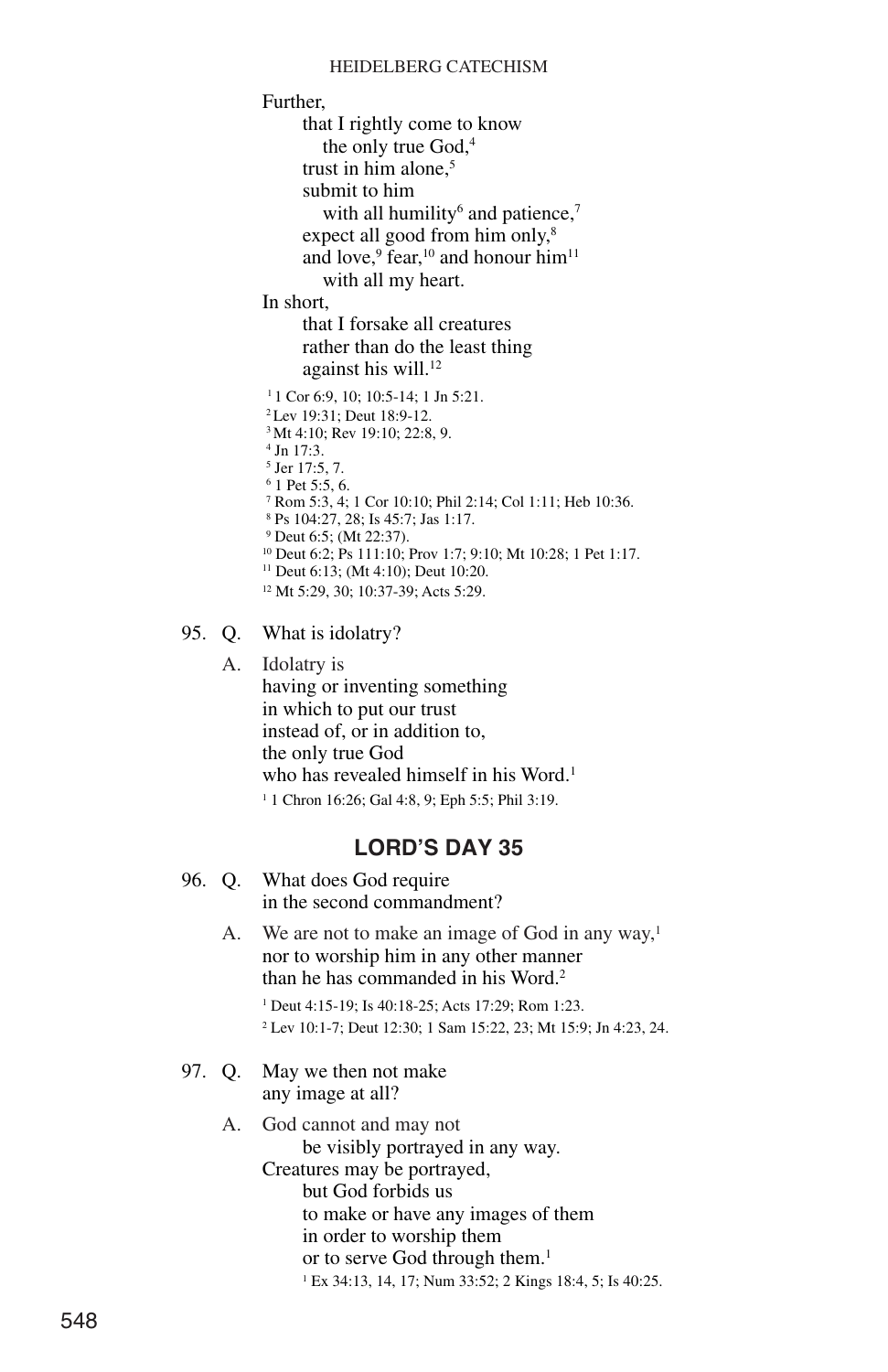Further,
that I rightly come to know
the only true God,[4]
trust in him alone,[5]
submit to him
with all humility[6] and patience,[7]
expect all good from him only,[8]
and love,[9] fear,[10] and honour him[11]
with all my heart.

In short,
that I forsake all creatures
rather than do the least thing
against his will.[12]

[1] 1 Cor 6:9, 10; 10:5-14; 1 Jn 5:21.
[2] Lev 19:31; Deut 18:9-12.
[3] Mt 4:10; Rev 19:10; 22:8, 9.
[4] Jn 17:3.
[5] Jer 17:5, 7.
[6] 1 Pet 5:5, 6.
[7] Rom 5:3, 4; 1 Cor 10:10; Phil 2:14; Col 1:11; Heb 10:36.
[8] Ps 104:27, 28; Is 45:7; Jas 1:17.
[9] Deut 6:5; (Mt 22:37).
[10] Deut 6:2; Ps 111:10; Prov 1:7; 9:10; Mt 10:28; 1 Pet 1:17.
[11] Deut 6:13; (Mt 4:10); Deut 10:20.
[12] Mt 5:29, 30; 10:37-39; Acts 5:29.

95. Q. What is idolatry?

A. Idolatry is
having or inventing something
in which to put our trust
instead of, or in addition to,
the only true God
who has revealed himself in his Word.[1]

[1] 1 Chron 16:26; Gal 4:8, 9; Eph 5:5; Phil 3:19.

## LORD'S DAY 35

96. Q. What does God require
in the second commandment?

A. We are not to make an image of God in any way,[1]
nor to worship him in any other manner
than he has commanded in his Word.[2]

[1] Deut 4:15-19; Is 40:18-25; Acts 17:29; Rom 1:23.
[2] Lev 10:1-7; Deut 12:30; 1 Sam 15:22, 23; Mt 15:9; Jn 4:23, 24.

97. Q. May we then not make
any image at all?

A. God cannot and may not
be visibly portrayed in any way.
Creatures may be portrayed,
but God forbids us
to make or have any images of them
in order to worship them
or to serve God through them.[1]

[1] Ex 34:13, 14, 17; Num 33:52; 2 Kings 18:4, 5; Is 40:25.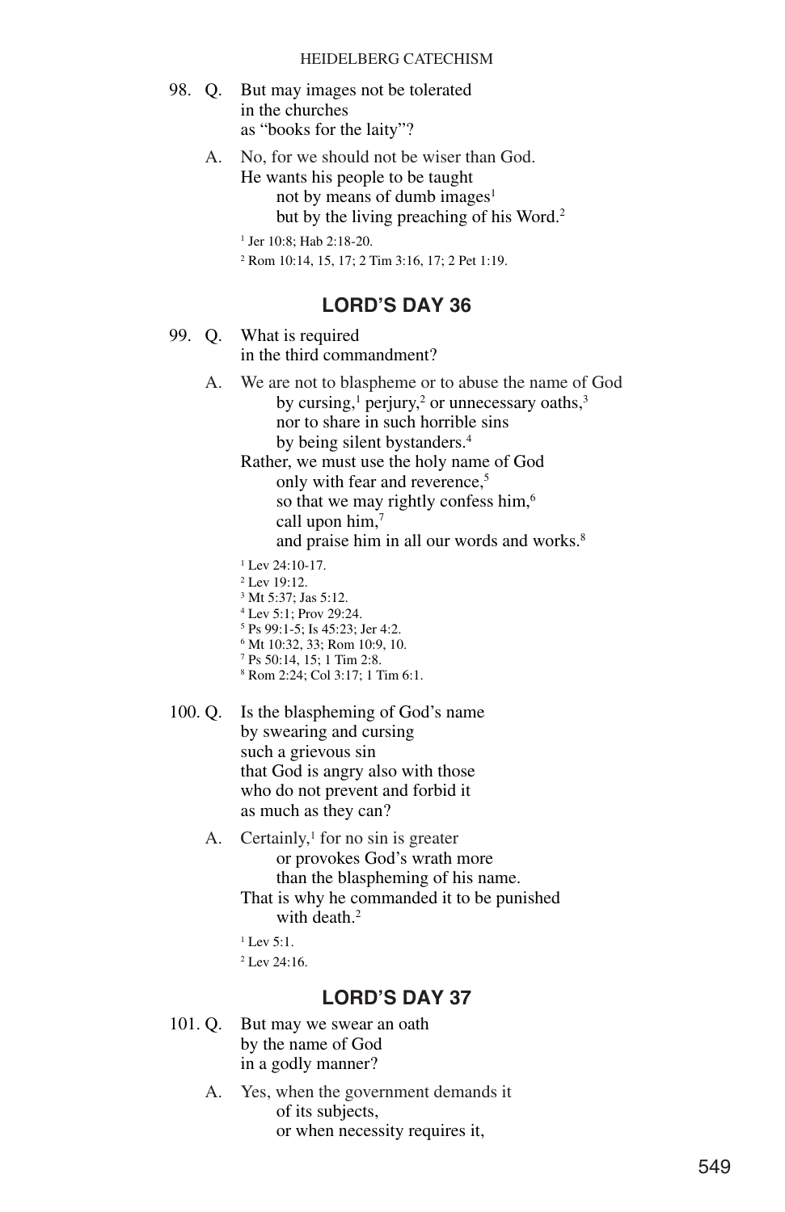98. Q. But may images not be tolerated
in the churches
as "books for the laity"?

A. No, for we should not be wiser than God.
He wants his people to be taught
not by means of dumb images[1]
but by the living preaching of his Word.[2]

[1] Jer 10:8; Hab 2:18-20.

[2] Rom 10:14, 15, 17; 2 Tim 3:16, 17; 2 Pet 1:19.

## LORD'S DAY 36

99. Q. What is required
in the third commandment?

A. We are not to blaspheme or to abuse the name of God
by cursing,[1] perjury,[2] or unnecessary oaths,[3]
nor to share in such horrible sins
by being silent bystanders.[4]
Rather, we must use the holy name of God
only with fear and reverence,[5]
so that we may rightly confess him,[6]
call upon him,[7]
and praise him in all our words and works.[8]

[1] Lev 24:10-17.
[2] Lev 19:12.
[3] Mt 5:37; Jas 5:12.
[4] Lev 5:1; Prov 29:24.
[5] Ps 99:1-5; Is 45:23; Jer 4:2.
[6] Mt 10:32, 33; Rom 10:9, 10.
[7] Ps 50:14, 15; 1 Tim 2:8.
[8] Rom 2:24; Col 3:17; 1 Tim 6:1.

100. Q. Is the blaspheming of God's name
by swearing and cursing
such a grievous sin
that God is angry also with those
who do not prevent and forbid it
as much as they can?

A. Certainly,[1] for no sin is greater
or provokes God's wrath more
than the blaspheming of his name.
That is why he commanded it to be punished
with death.[2]

[1] Lev 5:1.

[2] Lev 24:16.

## LORD'S DAY 37

101. Q. But may we swear an oath
by the name of God
in a godly manner?

A. Yes, when the government demands it
of its subjects,
or when necessity requires it,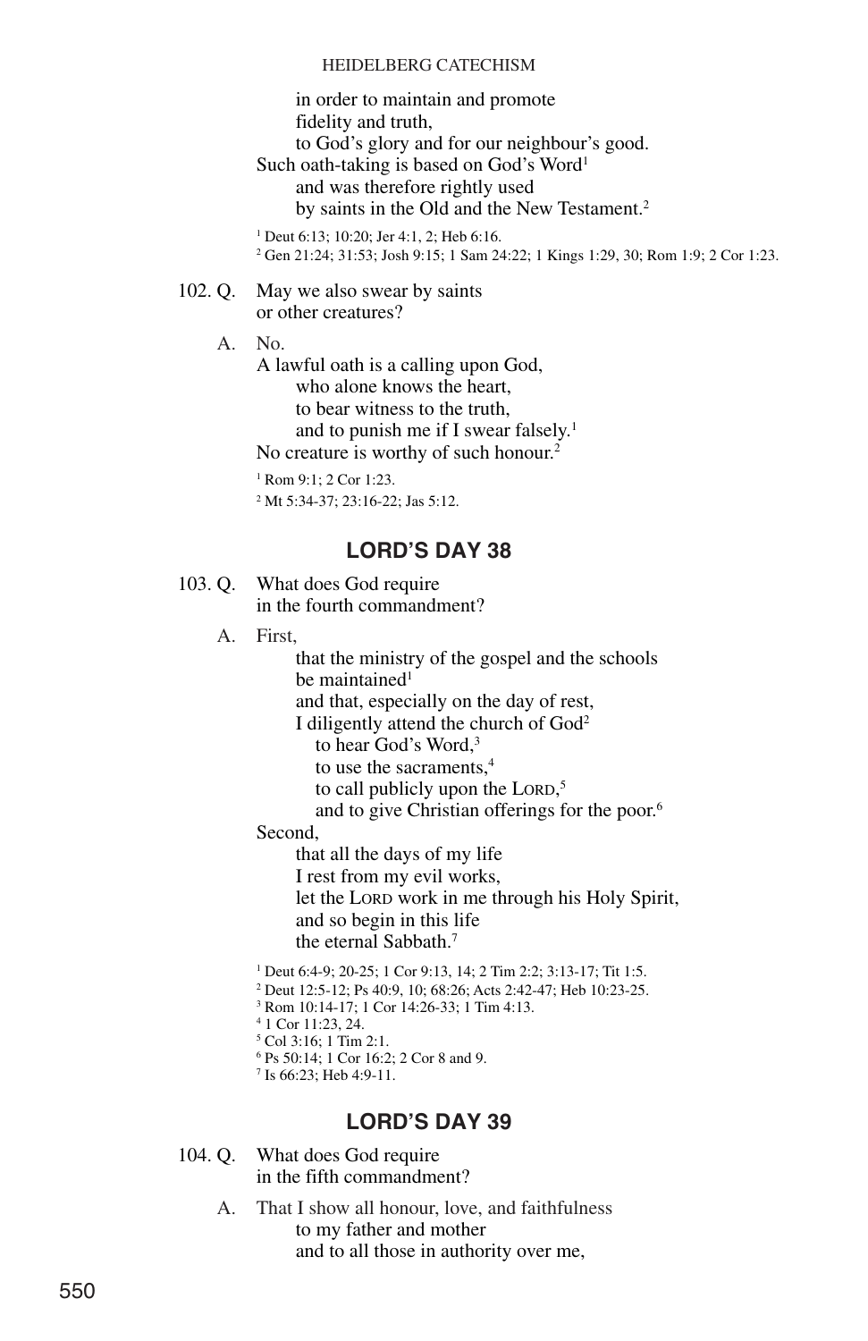in order to maintain and promote
fidelity and truth,
to God's glory and for our neighbour's good.
Such oath-taking is based on God's Word[1]
and was therefore rightly used
by saints in the Old and the New Testament.[2]

[1] Deut 6:13; 10:20; Jer 4:1, 2; Heb 6:16.
[2] Gen 21:24; 31:53; Josh 9:15; 1 Sam 24:22; 1 Kings 1:29, 30; Rom 1:9; 2 Cor 1:23.

102. Q. May we also swear by saints
or other creatures?

A. No.
A lawful oath is a calling upon God,
who alone knows the heart,
to bear witness to the truth,
and to punish me if I swear falsely.[1]
No creature is worthy of such honour.[2]

[1] Rom 9:1; 2 Cor 1:23.
[2] Mt 5:34-37; 23:16-22; Jas 5:12.

## LORD'S DAY 38

103. Q. What does God require
in the fourth commandment?

A. First,
that the ministry of the gospel and the schools
be maintained[1]
and that, especially on the day of rest,
I diligently attend the church of God[2]
to hear God's Word,[3]
to use the sacraments,[4]
to call publicly upon the LORD,[5]
and to give Christian offerings for the poor.[6]
Second,
that all the days of my life
I rest from my evil works,
let the LORD work in me through his Holy Spirit,
and so begin in this life
the eternal Sabbath.[7]

[1] Deut 6:4-9; 20-25; 1 Cor 9:13, 14; 2 Tim 2:2; 3:13-17; Tit 1:5.
[2] Deut 12:5-12; Ps 40:9, 10; 68:26; Acts 2:42-47; Heb 10:23-25.
[3] Rom 10:14-17; 1 Cor 14:26-33; 1 Tim 4:13.
[4] 1 Cor 11:23, 24.
[5] Col 3:16; 1 Tim 2:1.
[6] Ps 50:14; 1 Cor 16:2; 2 Cor 8 and 9.
[7] Is 66:23; Heb 4:9-11.

## LORD'S DAY 39

104. Q. What does God require
in the fifth commandment?

A. That I show all honour, love, and faithfulness
to my father and mother
and to all those in authority over me,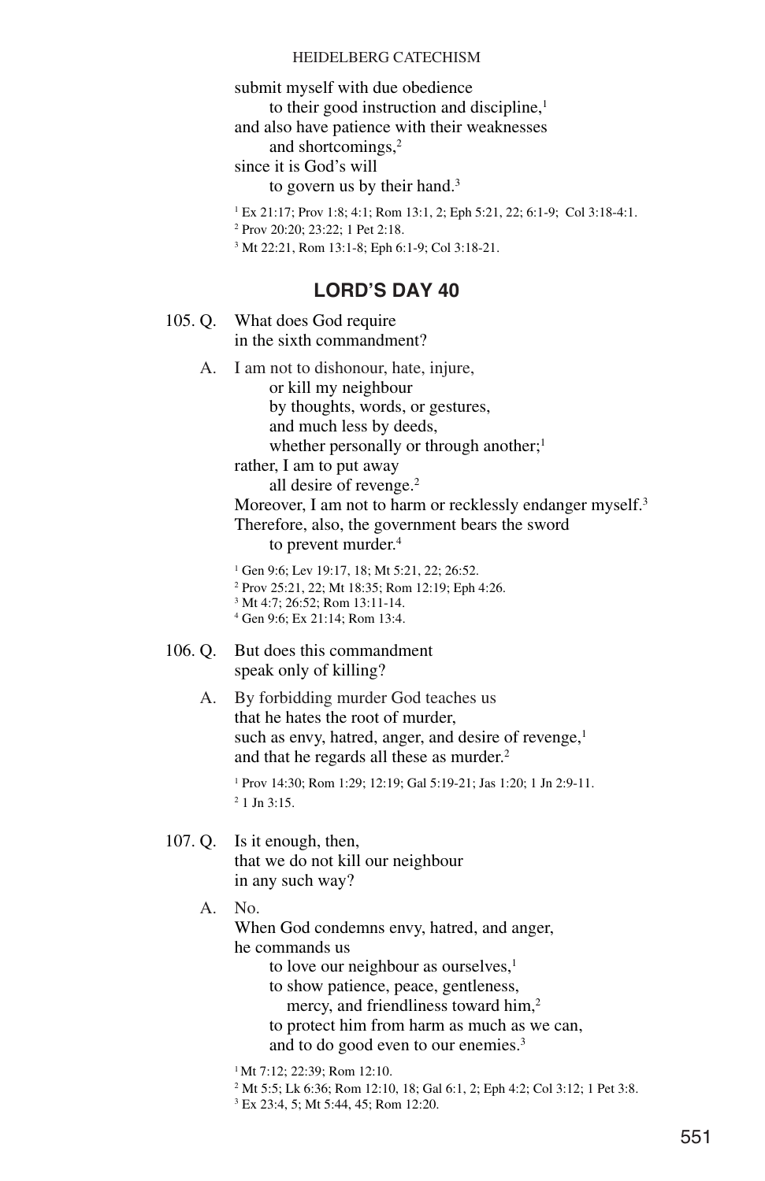submit myself with due obedience
to their good instruction and discipline,[1]
and also have patience with their weaknesses
and shortcomings,[2]
since it is God's will
to govern us by their hand.[3]

[1] Ex 21:17; Prov 1:8; 4:1; Rom 13:1, 2; Eph 5:21, 22; 6:1-9; Col 3:18-4:1.
[2] Prov 20:20; 23:22; 1 Pet 2:18.
[3] Mt 22:21, Rom 13:1-8; Eph 6:1-9; Col 3:18-21.

## LORD'S DAY 40

105\. Q. What does God require
in the sixth commandment?

A. I am not to dishonour, hate, injure,
or kill my neighbour
by thoughts, words, or gestures,
and much less by deeds,
whether personally or through another;[1]
rather, I am to put away
all desire of revenge.[2]
Moreover, I am not to harm or recklessly endanger myself.[3]
Therefore, also, the government bears the sword
to prevent murder.[4]

[1] Gen 9:6; Lev 19:17, 18; Mt 5:21, 22; 26:52.
[2] Prov 25:21, 22; Mt 18:35; Rom 12:19; Eph 4:26.
[3] Mt 4:7; 26:52; Rom 13:11-14.
[4] Gen 9:6; Ex 21:14; Rom 13:4.

106\. Q. But does this commandment
speak only of killing?

A. By forbidding murder God teaches us
that he hates the root of murder,
such as envy, hatred, anger, and desire of revenge,[1]
and that he regards all these as murder.[2]

[1] Prov 14:30; Rom 1:29; 12:19; Gal 5:19-21; Jas 1:20; 1 Jn 2:9-11.
[2] 1 Jn 3:15.

107\. Q. Is it enough, then,
that we do not kill our neighbour
in any such way?

A. No.
When God condemns envy, hatred, and anger,
he commands us
to love our neighbour as ourselves,[1]
to show patience, peace, gentleness,
mercy, and friendliness toward him,[2]
to protect him from harm as much as we can,
and to do good even to our enemies.[3]

[1] Mt 7:12; 22:39; Rom 12:10.
[2] Mt 5:5; Lk 6:36; Rom 12:10, 18; Gal 6:1, 2; Eph 4:2; Col 3:12; 1 Pet 3:8.
[3] Ex 23:4, 5; Mt 5:44, 45; Rom 12:20.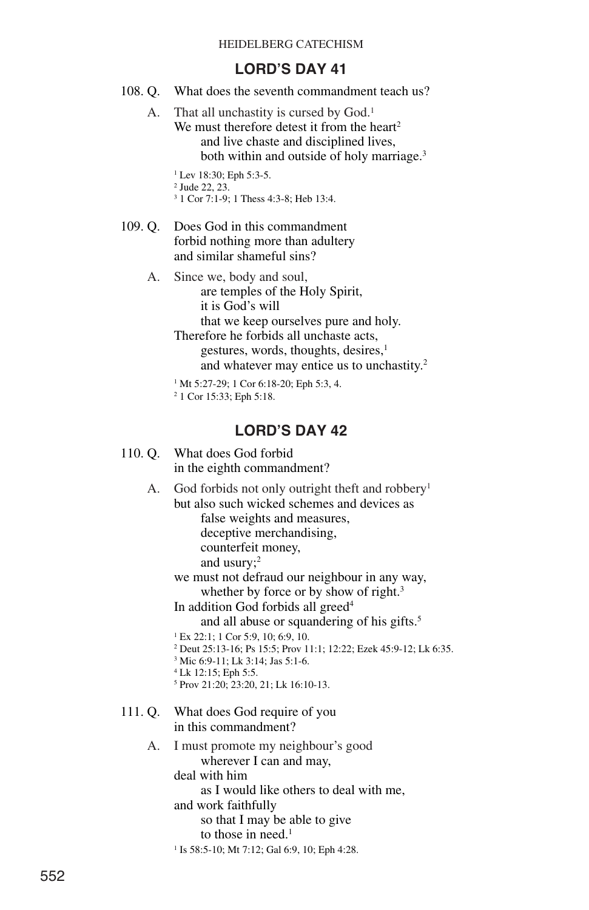## LORD'S DAY 41

108. Q. What does the seventh commandment teach us?

A. That all unchastity is cursed by God.[1]
We must therefore detest it from the heart[2]
and live chaste and disciplined lives,
both within and outside of holy marriage.[3]

[1] Lev 18:30; Eph 5:3-5.
[2] Jude 22, 23.
[3] 1 Cor 7:1-9; 1 Thess 4:3-8; Heb 13:4.

109. Q. Does God in this commandment
forbid nothing more than adultery
and similar shameful sins?

A. Since we, body and soul,
are temples of the Holy Spirit,
it is God's will
that we keep ourselves pure and holy.
Therefore he forbids all unchaste acts,
gestures, words, thoughts, desires,[1]
and whatever may entice us to unchastity.[2]

[1] Mt 5:27-29; 1 Cor 6:18-20; Eph 5:3, 4.
[2] 1 Cor 15:33; Eph 5:18.

## LORD'S DAY 42

110. Q. What does God forbid
in the eighth commandment?

A. God forbids not only outright theft and robbery[1]
but also such wicked schemes and devices as
false weights and measures,
deceptive merchandising,
counterfeit money,
and usury;[2]
we must not defraud our neighbour in any way,
whether by force or by show of right.[3]
In addition God forbids all greed[4]
and all abuse or squandering of his gifts.[5]

[1] Ex 22:1; 1 Cor 5:9, 10; 6:9, 10.
[2] Deut 25:13-16; Ps 15:5; Prov 11:1; 12:22; Ezek 45:9-12; Lk 6:35.
[3] Mic 6:9-11; Lk 3:14; Jas 5:1-6.
[4] Lk 12:15; Eph 5:5.
[5] Prov 21:20; 23:20, 21; Lk 16:10-13.

111. Q. What does God require of you
in this commandment?

A. I must promote my neighbour's good
wherever I can and may,
deal with him
as I would like others to deal with me,
and work faithfully
so that I may be able to give
to those in need.[1]

[1] Is 58:5-10; Mt 7:12; Gal 6:9, 10; Eph 4:28.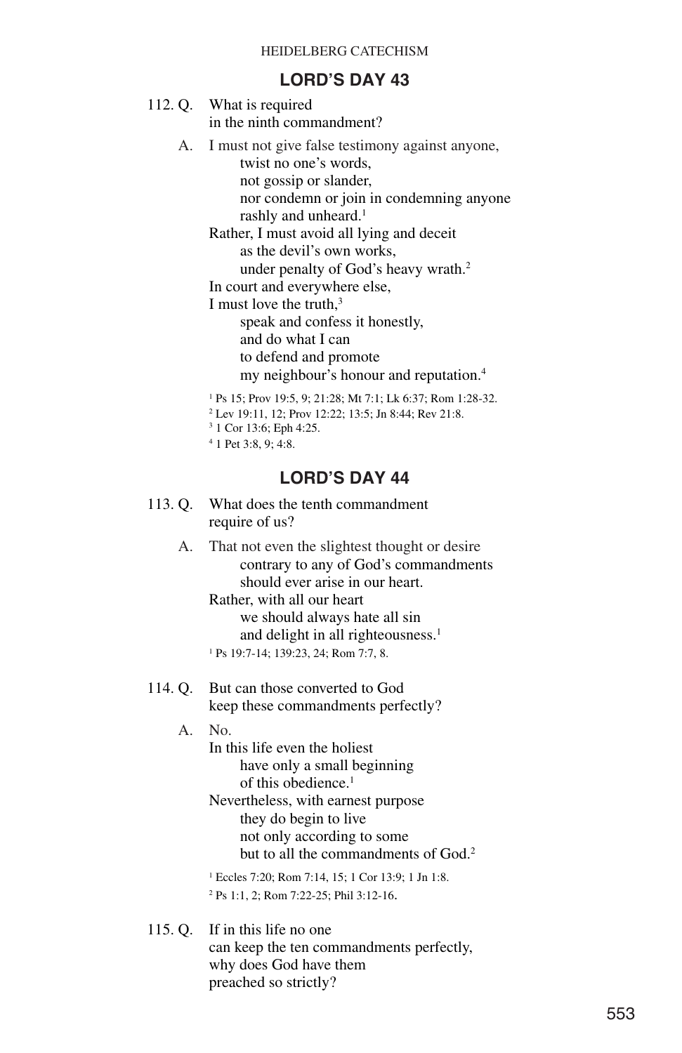## LORD'S DAY 43

112. Q. What is required in the ninth commandment?

A. I must not give false testimony against anyone,
twist no one's words,
not gossip or slander,
nor condemn or join in condemning anyone
rashly and unheard.[1]
Rather, I must avoid all lying and deceit
as the devil's own works,
under penalty of God's heavy wrath.[2]
In court and everywhere else,
I must love the truth,[3]
speak and confess it honestly,
and do what I can
to defend and promote
my neighbour's honour and reputation.[4]

[1] Ps 15; Prov 19:5, 9; 21:28; Mt 7:1; Lk 6:37; Rom 1:28-32.
[2] Lev 19:11, 12; Prov 12:22; 13:5; Jn 8:44; Rev 21:8.
[3] 1 Cor 13:6; Eph 4:25.
[4] 1 Pet 3:8, 9; 4:8.

## LORD'S DAY 44

113. Q. What does the tenth commandment require of us?

A. That not even the slightest thought or desire
contrary to any of God's commandments
should ever arise in our heart.
Rather, with all our heart
we should always hate all sin
and delight in all righteousness.[1]

[1] Ps 19:7-14; 139:23, 24; Rom 7:7, 8.

114. Q. But can those converted to God keep these commandments perfectly?

A. No.
In this life even the holiest
have only a small beginning
of this obedience.[1]
Nevertheless, with earnest purpose
they do begin to live
not only according to some
but to all the commandments of God.[2]

[1] Eccles 7:20; Rom 7:14, 15; 1 Cor 13:9; 1 Jn 1:8.
[2] Ps 1:1, 2; Rom 7:22-25; Phil 3:12-16.

115. Q. If in this life no one can keep the ten commandments perfectly, why does God have them preached so strictly?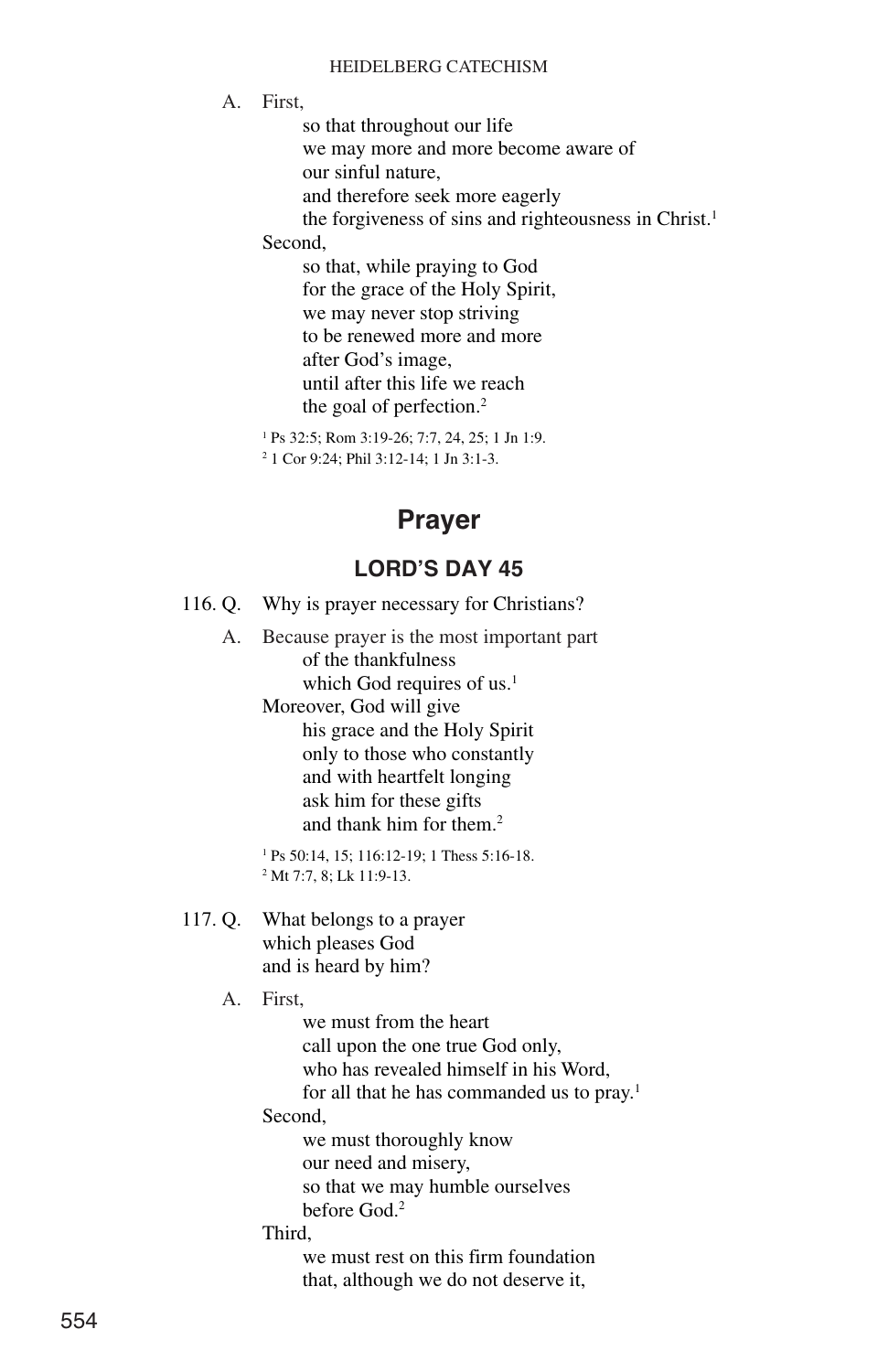A. First,
so that throughout our life
we may more and more become aware of
our sinful nature,
and therefore seek more eagerly
the forgiveness of sins and righteousness in Christ.[1]

Second,
so that, while praying to God
for the grace of the Holy Spirit,
we may never stop striving
to be renewed more and more
after God's image,
until after this life we reach
the goal of perfection.[2]

[1] Ps 32:5; Rom 3:19-26; 7:7, 24, 25; 1 Jn 1:9.
[2] 1 Cor 9:24; Phil 3:12-14; 1 Jn 3:1-3.

## Prayer

### LORD'S DAY 45

116. Q. Why is prayer necessary for Christians?

A. Because prayer is the most important part
of the thankfulness
which God requires of us.[1]
Moreover, God will give
his grace and the Holy Spirit
only to those who constantly
and with heartfelt longing
ask him for these gifts
and thank him for them.[2]

[1] Ps 50:14, 15; 116:12-19; 1 Thess 5:16-18.
[2] Mt 7:7, 8; Lk 11:9-13.

117. Q. What belongs to a prayer
which pleases God
and is heard by him?

A. First,
we must from the heart
call upon the one true God only,
who has revealed himself in his Word,
for all that he has commanded us to pray.[1]

Second,
we must thoroughly know
our need and misery,
so that we may humble ourselves
before God.[2]

Third,
we must rest on this firm foundation
that, although we do not deserve it,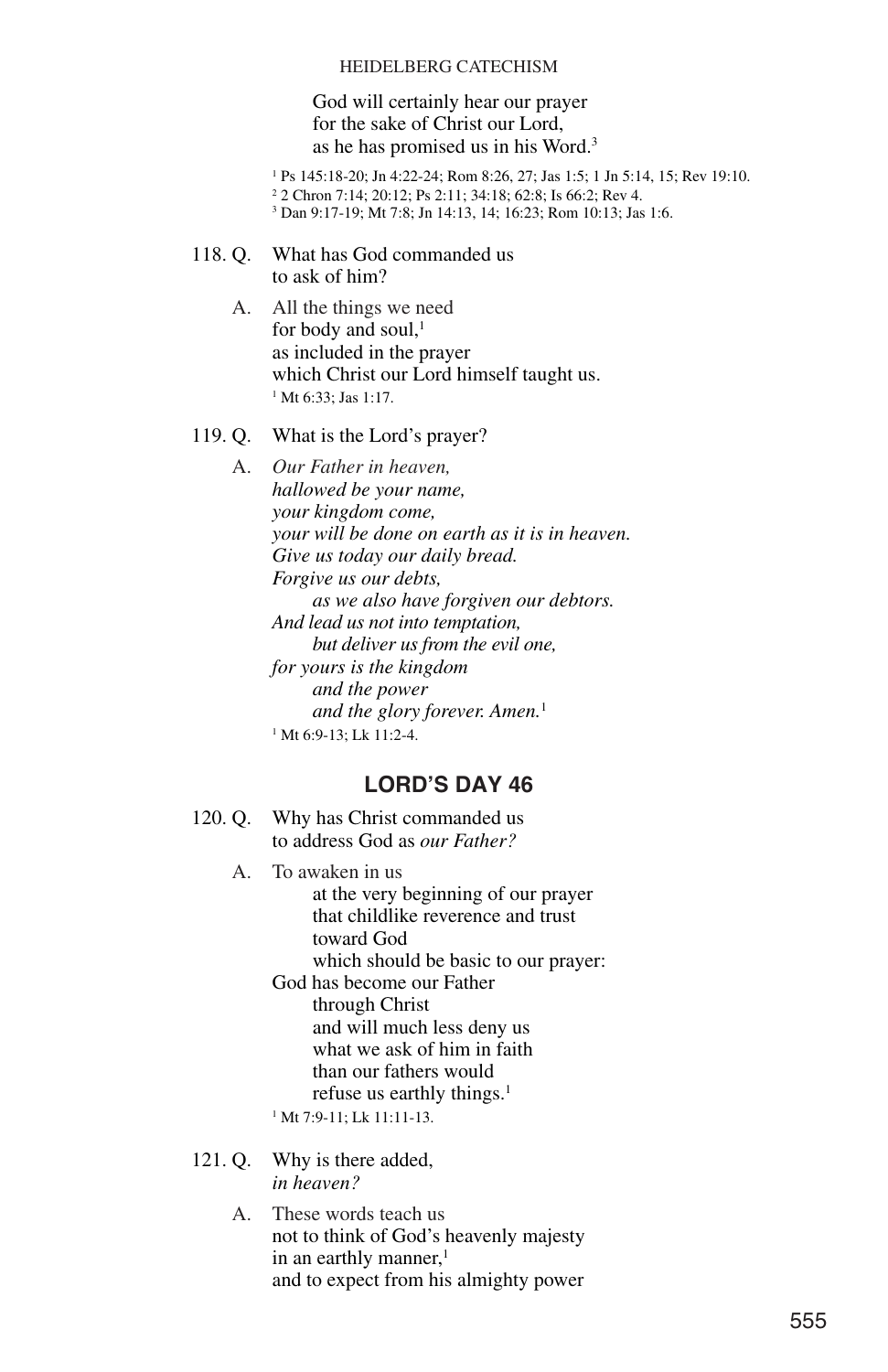God will certainly hear our prayer
for the sake of Christ our Lord,
as he has promised us in his Word.[3]

[1] Ps 145:18-20; Jn 4:22-24; Rom 8:26, 27; Jas 1:5; 1 Jn 5:14, 15; Rev 19:10.
[2] 2 Chron 7:14; 20:12; Ps 2:11; 34:18; 62:8; Is 66:2; Rev 4.
[3] Dan 9:17-19; Mt 7:8; Jn 14:13, 14; 16:23; Rom 10:13; Jas 1:6.

118. Q. What has God commanded us
to ask of him?

A. All the things we need
for body and soul,[1]
as included in the prayer
which Christ our Lord himself taught us.

[1] Mt 6:33; Jas 1:17.

119. Q. What is the Lord's prayer?

A. *Our Father in heaven,*
*hallowed be your name,*
*your kingdom come,*
*your will be done on earth as it is in heaven.*
*Give us today our daily bread.*
*Forgive us our debts,*
*as we also have forgiven our debtors.*
*And lead us not into temptation,*
*but deliver us from the evil one,*
*for yours is the kingdom*
*and the power*
*and the glory forever. Amen.*[1]

[1] Mt 6:9-13; Lk 11:2-4.

## LORD'S DAY 46

120. Q. Why has Christ commanded us
to address God as *our Father?*

A. To awaken in us
at the very beginning of our prayer
that childlike reverence and trust
toward God
which should be basic to our prayer:
God has become our Father
through Christ
and will much less deny us
what we ask of him in faith
than our fathers would
refuse us earthly things.[1]

[1] Mt 7:9-11; Lk 11:11-13.

121. Q. Why is there added,
*in heaven?*

A. These words teach us
not to think of God's heavenly majesty
in an earthly manner,[1]
and to expect from his almighty power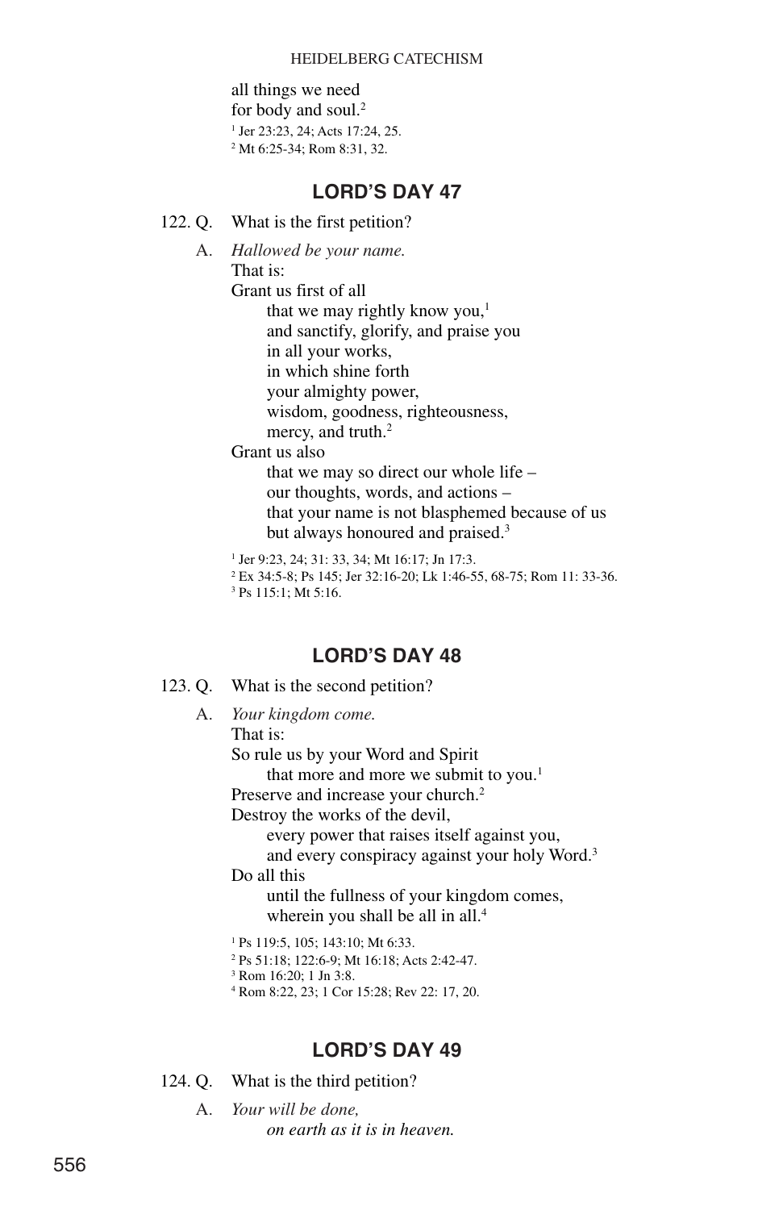all things we need
for body and soul.[2]

[1] Jer 23:23, 24; Acts 17:24, 25.
[2] Mt 6:25-34; Rom 8:31, 32.

## LORD'S DAY 47

122. Q. What is the first petition?

A. *Hallowed be your name.*
That is:
Grant us first of all
that we may rightly know you,[1]
and sanctify, glorify, and praise you
in all your works,
in which shine forth
your almighty power,
wisdom, goodness, righteousness,
mercy, and truth.[2]
Grant us also
that we may so direct our whole life –
our thoughts, words, and actions –
that your name is not blasphemed because of us
but always honoured and praised.[3]

[1] Jer 9:23, 24; 31: 33, 34; Mt 16:17; Jn 17:3.
[2] Ex 34:5-8; Ps 145; Jer 32:16-20; Lk 1:46-55, 68-75; Rom 11: 33-36.
[3] Ps 115:1; Mt 5:16.

## LORD'S DAY 48

123. Q. What is the second petition?

A. *Your kingdom come.*
That is:
So rule us by your Word and Spirit
that more and more we submit to you.[1]
Preserve and increase your church.[2]
Destroy the works of the devil,
every power that raises itself against you,
and every conspiracy against your holy Word.[3]
Do all this
until the fullness of your kingdom comes,
wherein you shall be all in all.[4]

[1] Ps 119:5, 105; 143:10; Mt 6:33.
[2] Ps 51:18; 122:6-9; Mt 16:18; Acts 2:42-47.
[3] Rom 16:20; 1 Jn 3:8.
[4] Rom 8:22, 23; 1 Cor 15:28; Rev 22: 17, 20.

## LORD'S DAY 49

124. Q. What is the third petition?

A. *Your will be done,*
*on earth as it is in heaven.*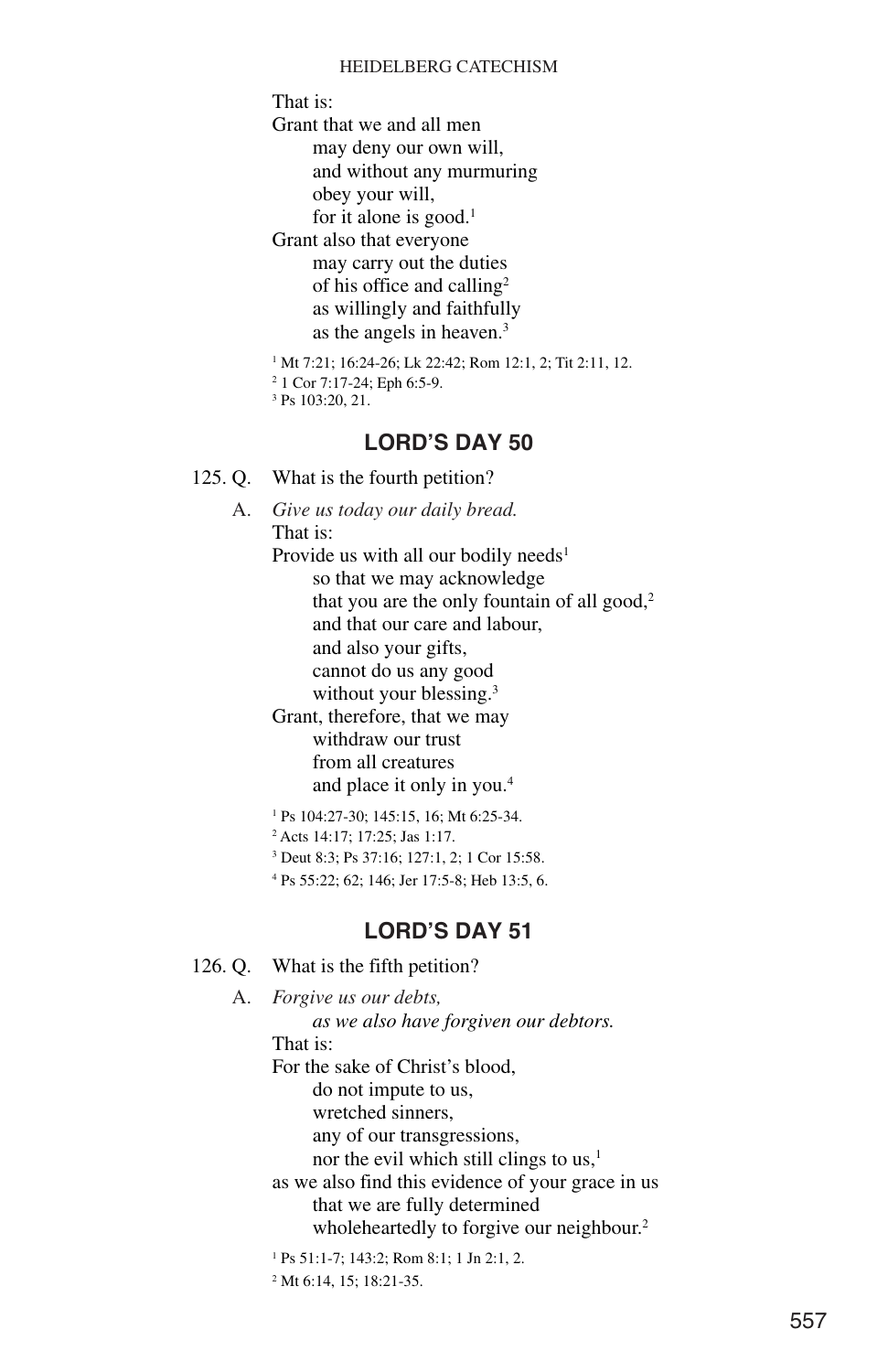That is:
Grant that we and all men
may deny our own will,
and without any murmuring
obey your will,
for it alone is good.[1]
Grant also that everyone
may carry out the duties
of his office and calling[2]
as willingly and faithfully
as the angels in heaven.[3]

[1] Mt 7:21; 16:24-26; Lk 22:42; Rom 12:1, 2; Tit 2:11, 12.
[2] 1 Cor 7:17-24; Eph 6:5-9.
[3] Ps 103:20, 21.

## LORD'S DAY 50

125. Q. What is the fourth petition?

A. *Give us today our daily bread.*
That is:
Provide us with all our bodily needs[1]
so that we may acknowledge
that you are the only fountain of all good,[2]
and that our care and labour,
and also your gifts,
cannot do us any good
without your blessing.[3]
Grant, therefore, that we may
withdraw our trust
from all creatures
and place it only in you.[4]

[1] Ps 104:27-30; 145:15, 16; Mt 6:25-34.
[2] Acts 14:17; 17:25; Jas 1:17.
[3] Deut 8:3; Ps 37:16; 127:1, 2; 1 Cor 15:58.
[4] Ps 55:22; 62; 146; Jer 17:5-8; Heb 13:5, 6.

## LORD'S DAY 51

126. Q. What is the fifth petition?

A. *Forgive us our debts,*
*as we also have forgiven our debtors.*
That is:
For the sake of Christ's blood,
do not impute to us,
wretched sinners,
any of our transgressions,
nor the evil which still clings to us,[1]
as we also find this evidence of your grace in us
that we are fully determined
wholeheartedly to forgive our neighbour.[2]

[1] Ps 51:1-7; 143:2; Rom 8:1; 1 Jn 2:1, 2.
[2] Mt 6:14, 15; 18:21-35.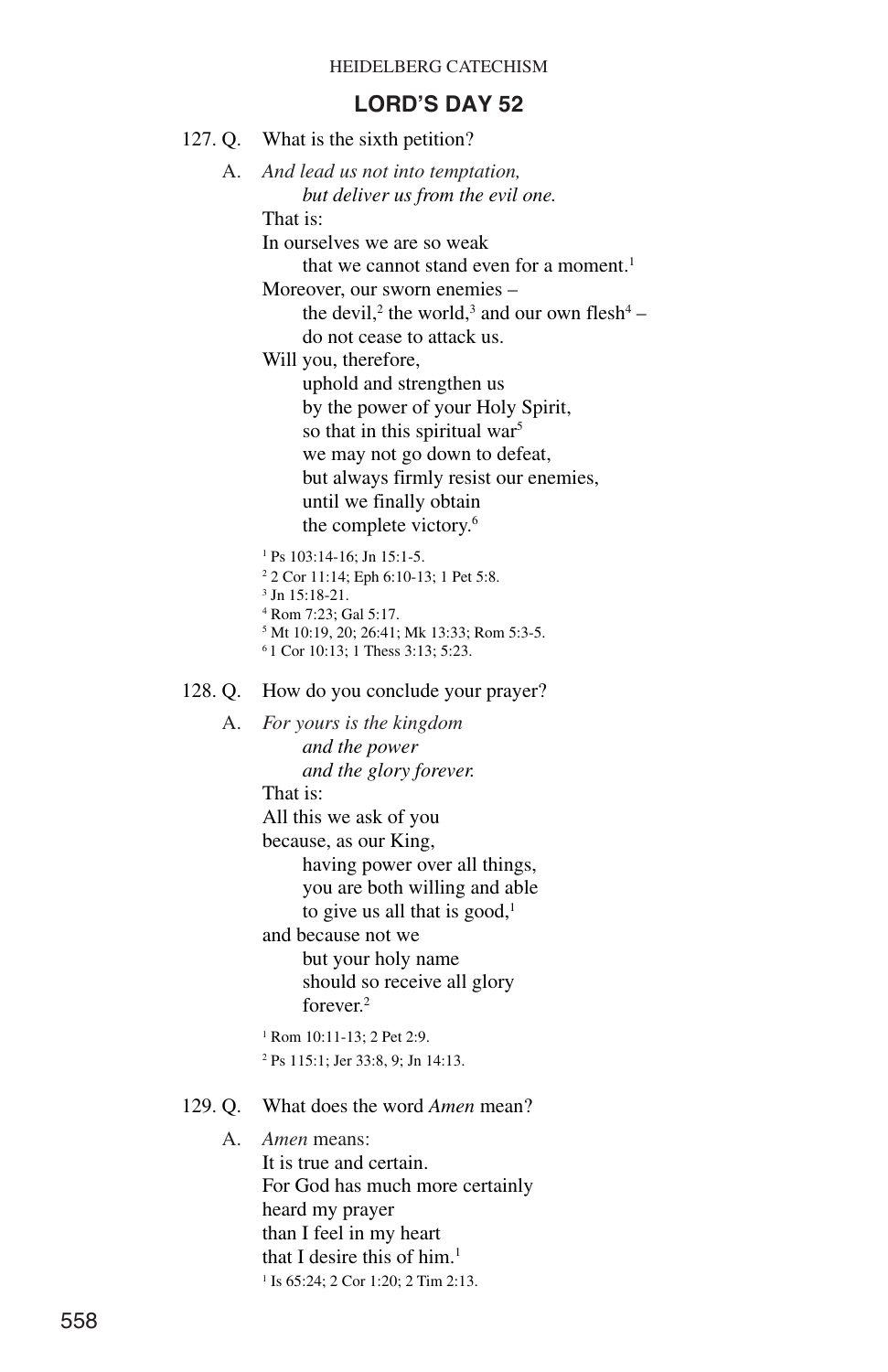## LORD'S DAY 52

127. Q. What is the sixth petition?

A. *And lead us not into temptation,*
*but deliver us from the evil one.*

That is:
In ourselves we are so weak
that we cannot stand even for a moment.[1]
Moreover, our sworn enemies –
the devil,[2] the world,[3] and our own flesh[4] –
do not cease to attack us.
Will you, therefore,
uphold and strengthen us
by the power of your Holy Spirit,
so that in this spiritual war[5]
we may not go down to defeat,
but always firmly resist our enemies,
until we finally obtain
the complete victory.[6]

[1] Ps 103:14-16; Jn 15:1-5.
[2] 2 Cor 11:14; Eph 6:10-13; 1 Pet 5:8.
[3] Jn 15:18-21.
[4] Rom 7:23; Gal 5:17.
[5] Mt 10:19, 20; 26:41; Mk 13:33; Rom 5:3-5.
[6] 1 Cor 10:13; 1 Thess 3:13; 5:23.

128. Q. How do you conclude your prayer?

A. *For yours is the kingdom*
*and the power*
*and the glory forever.*

That is:
All this we ask of you
because, as our King,
having power over all things,
you are both willing and able
to give us all that is good,[1]
and because not we
but your holy name
should so receive all glory
forever.[2]

[1] Rom 10:11-13; 2 Pet 2:9.
[2] Ps 115:1; Jer 33:8, 9; Jn 14:13.

129. Q. What does the word *Amen* mean?

A. *Amen* means:
It is true and certain.
For God has much more certainly
heard my prayer
than I feel in my heart
that I desire this of him.[1]

[1] Is 65:24; 2 Cor 1:20; 2 Tim 2:13.